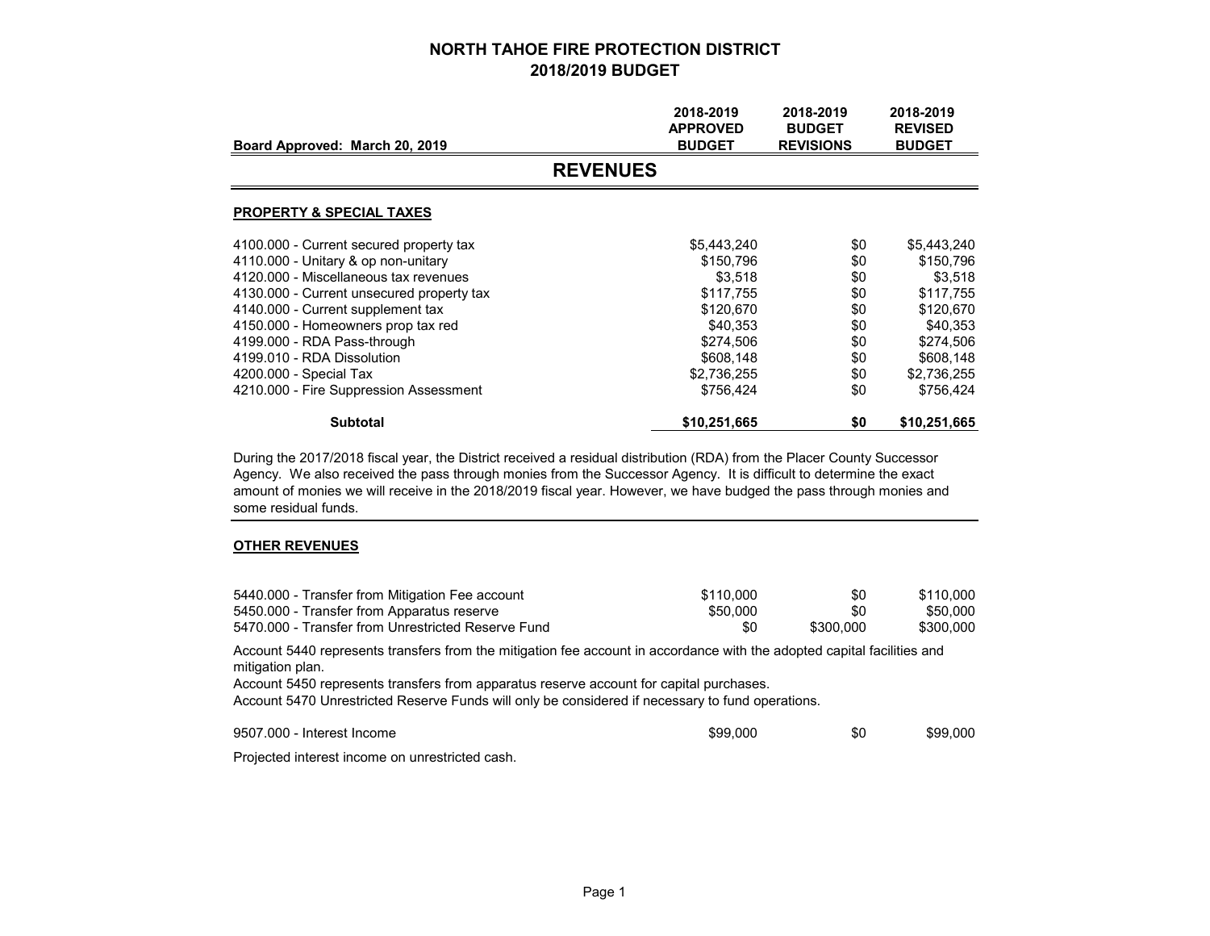# NORTH TAHOE FIRE PROTECTION DISTRICT
## 2018/2019 BUDGET

| Board Approved: March 20, 2019 | 2018-2019 APPROVED BUDGET | 2018-2019 BUDGET REVISIONS | 2018-2019 REVISED BUDGET |
|---|---|---|---|

## REVENUES

### PROPERTY & SPECIAL TAXES

| | 2018-2019 APPROVED BUDGET | 2018-2019 BUDGET REVISIONS | 2018-2019 REVISED BUDGET |
|---|---|---|---|
| 4100.000 - Current secured property tax | $5,443,240 | $0 | $5,443,240 |
| 4110.000 - Unitary & op non-unitary | $150,796 | $0 | $150,796 |
| 4120.000 - Miscellaneous tax revenues | $3,518 | $0 | $3,518 |
| 4130.000 - Current unsecured property tax | $117,755 | $0 | $117,755 |
| 4140.000 - Current supplement tax | $120,670 | $0 | $120,670 |
| 4150.000 - Homeowners prop tax red | $40,353 | $0 | $40,353 |
| 4199.000 - RDA Pass-through | $274,506 | $0 | $274,506 |
| 4199.010 - RDA Dissolution | $608,148 | $0 | $608,148 |
| 4200.000 - Special Tax | $2,736,255 | $0 | $2,736,255 |
| 4210.000 - Fire Suppression Assessment | $756,424 | $0 | $756,424 |
| **Subtotal** | **$10,251,665** | **$0** | **$10,251,665** |

During the 2017/2018 fiscal year, the District received a residual distribution (RDA) from the Placer County Successor Agency. We also received the pass through monies from the Successor Agency. It is difficult to determine the exact amount of monies we will receive in the 2018/2019 fiscal year. However, we have budged the pass through monies and some residual funds.

### OTHER REVENUES

| | 2018-2019 APPROVED BUDGET | 2018-2019 BUDGET REVISIONS | 2018-2019 REVISED BUDGET |
|---|---|---|---|
| 5440.000 - Transfer from Mitigation Fee account | $110,000 | $0 | $110,000 |
| 5450.000 - Transfer from Apparatus reserve | $50,000 | $0 | $50,000 |
| 5470.000 - Transfer from Unrestricted Reserve Fund | $0 | $300,000 | $300,000 |

Account 5440 represents transfers from the mitigation fee account in accordance with the adopted capital facilities and mitigation plan.

Account 5450 represents transfers from apparatus reserve account for capital purchases.

Account 5470 Unrestricted Reserve Funds will only be considered if necessary to fund operations.

| | 2018-2019 APPROVED BUDGET | 2018-2019 BUDGET REVISIONS | 2018-2019 REVISED BUDGET |
|---|---|---|---|
| 9507.000 - Interest Income | $99,000 | $0 | $99,000 |

Projected interest income on unrestricted cash.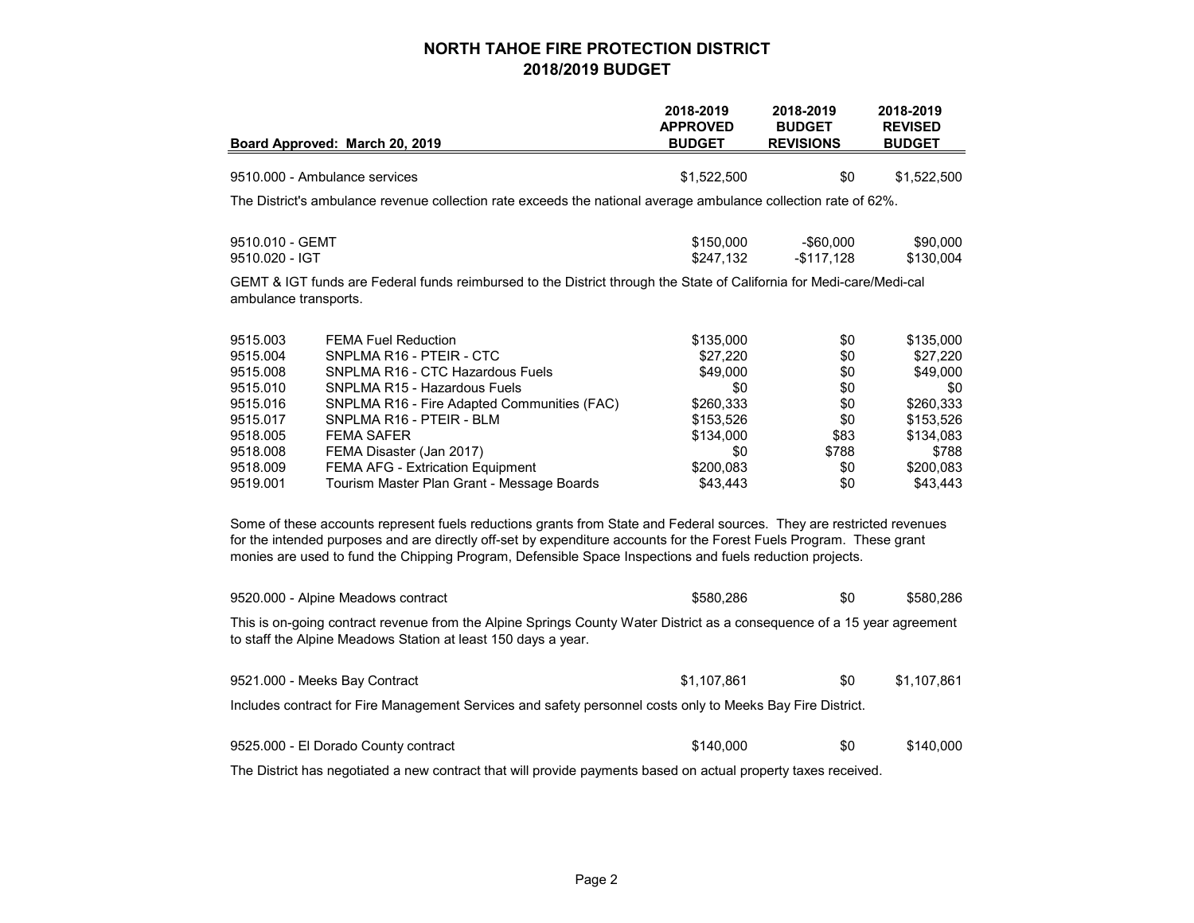# NORTH TAHOE FIRE PROTECTION DISTRICT
## 2018/2019 BUDGET

| Board Approved: March 20, 2019 | | 2018-2019 APPROVED BUDGET | 2018-2019 BUDGET REVISIONS | 2018-2019 REVISED BUDGET |
|---|---|---|---|---|
| 9510.000 - Ambulance services | | $1,522,500 | $0 | $1,522,500 |

The District's ambulance revenue collection rate exceeds the national average ambulance collection rate of 62%.

| | | | | |
|---|---|---|---|---|
| 9510.010 - GEMT | | $150,000 | -$60,000 | $90,000 |
| 9510.020 - IGT | | $247,132 | -$117,128 | $130,004 |

GEMT & IGT funds are Federal funds reimbursed to the District through the State of California for Medi-care/Medi-cal ambulance transports.

| | | | | |
|---|---|---|---|---|
| 9515.003 | FEMA Fuel Reduction | $135,000 | $0 | $135,000 |
| 9515.004 | SNPLMA R16 - PTEIR - CTC | $27,220 | $0 | $27,220 |
| 9515.008 | SNPLMA R16 - CTC Hazardous Fuels | $49,000 | $0 | $49,000 |
| 9515.010 | SNPLMA R15 - Hazardous Fuels | $0 | $0 | $0 |
| 9515.016 | SNPLMA R16 - Fire Adapted Communities (FAC) | $260,333 | $0 | $260,333 |
| 9515.017 | SNPLMA R16 - PTEIR - BLM | $153,526 | $0 | $153,526 |
| 9518.005 | FEMA SAFER | $134,000 | $83 | $134,083 |
| 9518.008 | FEMA Disaster (Jan 2017) | $0 | $788 | $788 |
| 9518.009 | FEMA AFG - Extrication Equipment | $200,083 | $0 | $200,083 |
| 9519.001 | Tourism Master Plan Grant - Message Boards | $43,443 | $0 | $43,443 |

Some of these accounts represent fuels reductions grants from State and Federal sources. They are restricted revenues for the intended purposes and are directly off-set by expenditure accounts for the Forest Fuels Program. These grant monies are used to fund the Chipping Program, Defensible Space Inspections and fuels reduction projects.

| | | | | |
|---|---|---|---|---|
| 9520.000 - Alpine Meadows contract | | $580,286 | $0 | $580,286 |

This is on-going contract revenue from the Alpine Springs County Water District as a consequence of a 15 year agreement to staff the Alpine Meadows Station at least 150 days a year.

| | | | | |
|---|---|---|---|---|
| 9521.000 - Meeks Bay Contract | | $1,107,861 | $0 | $1,107,861 |

Includes contract for Fire Management Services and safety personnel costs only to Meeks Bay Fire District.

| | | | | |
|---|---|---|---|---|
| 9525.000 - El Dorado County contract | | $140,000 | $0 | $140,000 |

The District has negotiated a new contract that will provide payments based on actual property taxes received.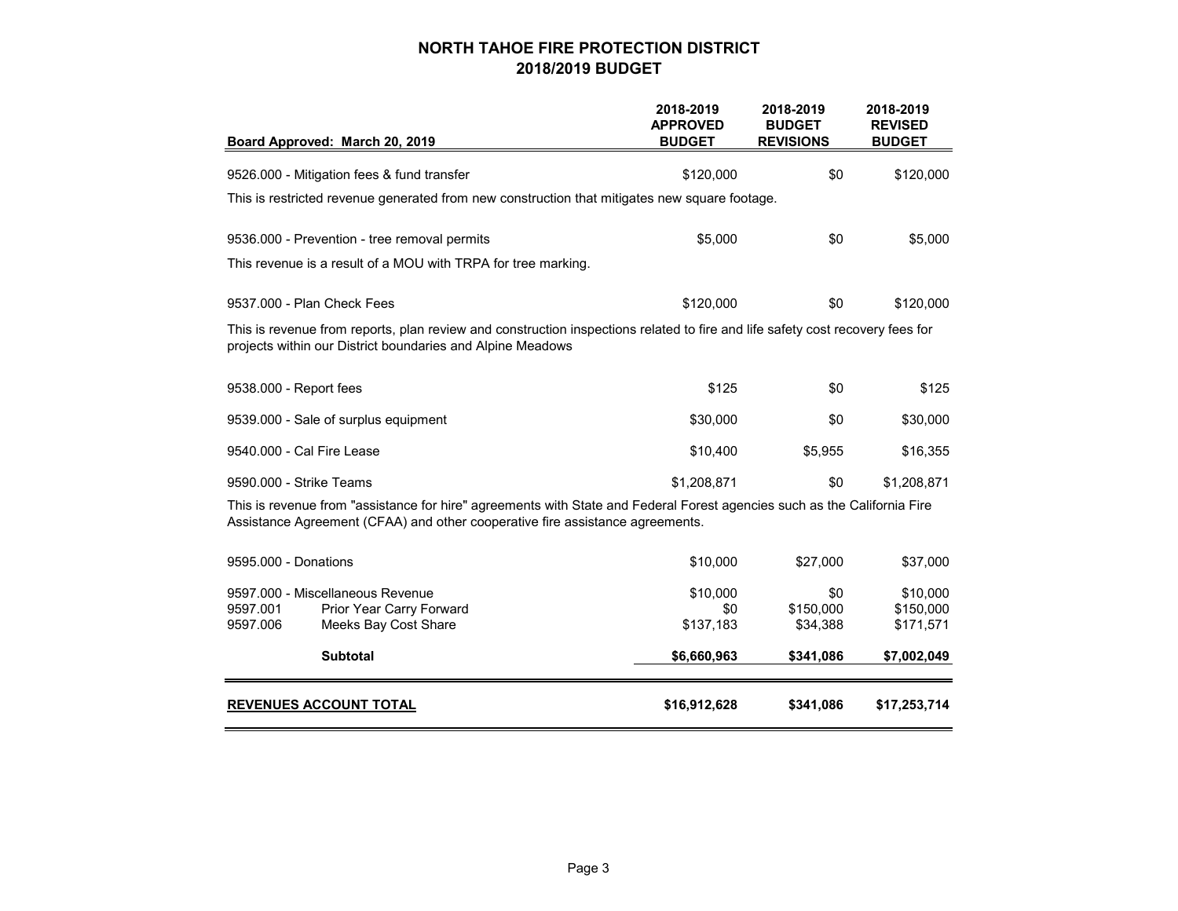# NORTH TAHOE FIRE PROTECTION DISTRICT
## 2018/2019 BUDGET

| Board Approved: March 20, 2019 | 2018-2019 APPROVED BUDGET | 2018-2019 BUDGET REVISIONS | 2018-2019 REVISED BUDGET |
|---|---|---|---|
| 9526.000 - Mitigation fees & fund transfer | $120,000 | $0 | $120,000 |
| This is restricted revenue generated from new construction that mitigates new square footage. | | | |
| 9536.000 - Prevention - tree removal permits | $5,000 | $0 | $5,000 |
| This revenue is a result of a MOU with TRPA for tree marking. | | | |
| 9537.000 - Plan Check Fees | $120,000 | $0 | $120,000 |
| This is revenue from reports, plan review and construction inspections related to fire and life safety cost recovery fees for projects within our District boundaries and Alpine Meadows | | | |
| 9538.000 - Report fees | $125 | $0 | $125 |
| 9539.000 - Sale of surplus equipment | $30,000 | $0 | $30,000 |
| 9540.000 - Cal Fire Lease | $10,400 | $5,955 | $16,355 |
| 9590.000 - Strike Teams | $1,208,871 | $0 | $1,208,871 |
| This is revenue from "assistance for hire" agreements with State and Federal Forest agencies such as the California Fire Assistance Agreement (CFAA) and other cooperative fire assistance agreements. | | | |
| 9595.000 - Donations | $10,000 | $27,000 | $37,000 |
| 9597.000 - Miscellaneous Revenue | $10,000 | $0 | $10,000 |
| 9597.001 Prior Year Carry Forward | $0 | $150,000 | $150,000 |
| 9597.006 Meeks Bay Cost Share | $137,183 | $34,388 | $171,571 |
| **Subtotal** | **$6,660,963** | **$341,086** | **$7,002,049** |
| **REVENUES ACCOUNT TOTAL** | **$16,912,628** | **$341,086** | **$17,253,714** |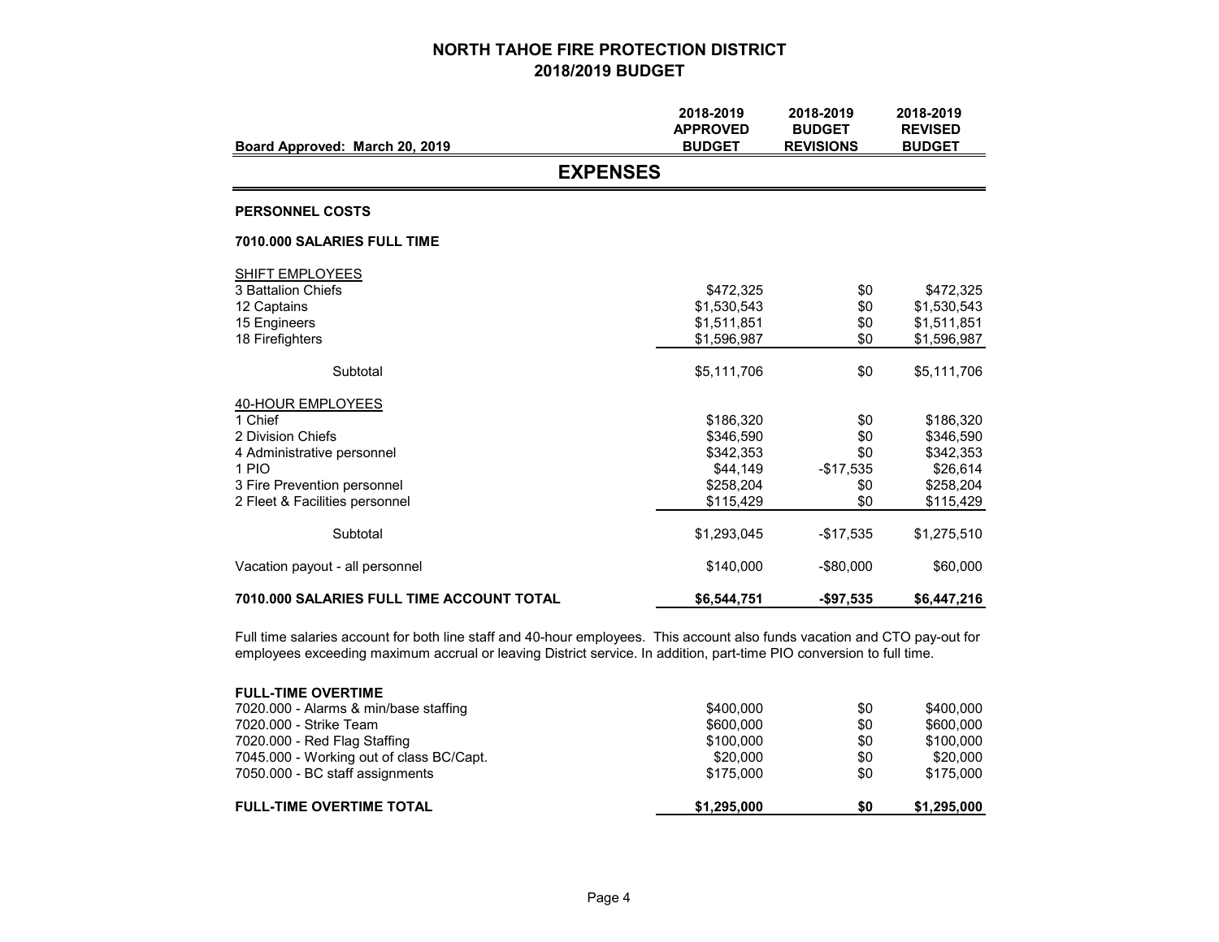# NORTH TAHOE FIRE PROTECTION DISTRICT
## 2018/2019 BUDGET

| Board Approved: March 20, 2019 | 2018-2019 APPROVED BUDGET | 2018-2019 BUDGET REVISIONS | 2018-2019 REVISED BUDGET |
|---|---|---|---|

## EXPENSES

**PERSONNEL COSTS**

**7010.000 SALARIES FULL TIME**

| | 2018-2019 APPROVED BUDGET | 2018-2019 BUDGET REVISIONS | 2018-2019 REVISED BUDGET |
|---|---|---|---|
| SHIFT EMPLOYEES | | | |
| 3 Battalion Chiefs | $472,325 | $0 | $472,325 |
| 12 Captains | $1,530,543 | $0 | $1,530,543 |
| 15 Engineers | $1,511,851 | $0 | $1,511,851 |
| 18 Firefighters | $1,596,987 | $0 | $1,596,987 |
| Subtotal | $5,111,706 | $0 | $5,111,706 |
| 40-HOUR EMPLOYEES | | | |
| 1 Chief | $186,320 | $0 | $186,320 |
| 2 Division Chiefs | $346,590 | $0 | $346,590 |
| 4 Administrative personnel | $342,353 | $0 | $342,353 |
| 1 PIO | $44,149 | -$17,535 | $26,614 |
| 3 Fire Prevention personnel | $258,204 | $0 | $258,204 |
| 2 Fleet & Facilities personnel | $115,429 | $0 | $115,429 |
| Subtotal | $1,293,045 | -$17,535 | $1,275,510 |
| Vacation payout - all personnel | $140,000 | -$80,000 | $60,000 |
| **7010.000 SALARIES FULL TIME ACCOUNT TOTAL** | **$6,544,751** | **-$97,535** | **$6,447,216** |

Full time salaries account for both line staff and 40-hour employees. This account also funds vacation and CTO pay-out for employees exceeding maximum accrual or leaving District service. In addition, part-time PIO conversion to full time.

| **FULL-TIME OVERTIME** | 2018-2019 APPROVED BUDGET | 2018-2019 BUDGET REVISIONS | 2018-2019 REVISED BUDGET |
|---|---|---|---|
| 7020.000 - Alarms & min/base staffing | $400,000 | $0 | $400,000 |
| 7020.000 - Strike Team | $600,000 | $0 | $600,000 |
| 7020.000 - Red Flag Staffing | $100,000 | $0 | $100,000 |
| 7045.000 - Working out of class BC/Capt. | $20,000 | $0 | $20,000 |
| 7050.000 - BC staff assignments | $175,000 | $0 | $175,000 |
| **FULL-TIME OVERTIME TOTAL** | **$1,295,000** | **$0** | **$1,295,000** |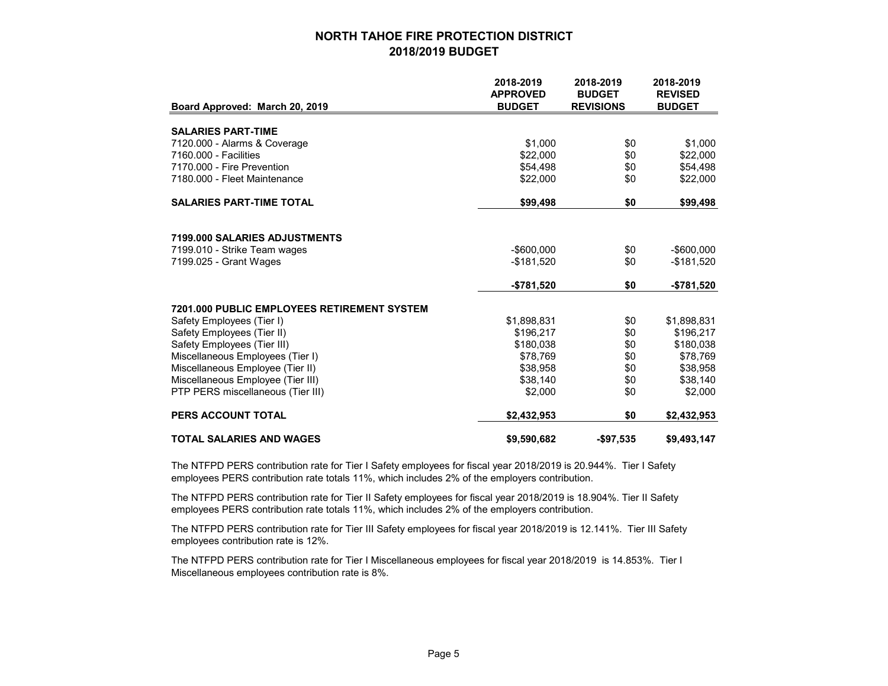# NORTH TAHOE FIRE PROTECTION DISTRICT
## 2018/2019 BUDGET

| Board Approved: March 20, 2019 | 2018-2019 APPROVED BUDGET | 2018-2019 BUDGET REVISIONS | 2018-2019 REVISED BUDGET |
|---|---|---|---|
| **SALARIES PART-TIME** | | | |
| 7120.000 - Alarms & Coverage | $1,000 | $0 | $1,000 |
| 7160.000 - Facilities | $22,000 | $0 | $22,000 |
| 7170.000 - Fire Prevention | $54,498 | $0 | $54,498 |
| 7180.000 - Fleet Maintenance | $22,000 | $0 | $22,000 |
| **SALARIES PART-TIME TOTAL** | **$99,498** | **$0** | **$99,498** |
| **7199.000 SALARIES ADJUSTMENTS** | | | |
| 7199.010 - Strike Team wages | -$600,000 | $0 | -$600,000 |
| 7199.025 - Grant Wages | -$181,520 | $0 | -$181,520 |
| | **-$781,520** | **$0** | **-$781,520** |
| **7201.000 PUBLIC EMPLOYEES RETIREMENT SYSTEM** | | | |
| Safety Employees (Tier I) | $1,898,831 | $0 | $1,898,831 |
| Safety Employees (Tier II) | $196,217 | $0 | $196,217 |
| Safety Employees (Tier III) | $180,038 | $0 | $180,038 |
| Miscellaneous Employees (Tier I) | $78,769 | $0 | $78,769 |
| Miscellaneous Employee (Tier II) | $38,958 | $0 | $38,958 |
| Miscellaneous Employee (Tier III) | $38,140 | $0 | $38,140 |
| PTP PERS miscellaneous (Tier III) | $2,000 | $0 | $2,000 |
| **PERS ACCOUNT TOTAL** | **$2,432,953** | **$0** | **$2,432,953** |
| **TOTAL SALARIES AND WAGES** | **$9,590,682** | **-$97,535** | **$9,493,147** |

The NTFPD PERS contribution rate for Tier I Safety employees for fiscal year 2018/2019 is 20.944%. Tier I Safety employees PERS contribution rate totals 11%, which includes 2% of the employers contribution.

The NTFPD PERS contribution rate for Tier II Safety employees for fiscal year 2018/2019 is 18.904%. Tier II Safety employees PERS contribution rate totals 11%, which includes 2% of the employers contribution.

The NTFPD PERS contribution rate for Tier III Safety employees for fiscal year 2018/2019 is 12.141%. Tier III Safety employees contribution rate is 12%.

The NTFPD PERS contribution rate for Tier I Miscellaneous employees for fiscal year 2018/2019 is 14.853%. Tier I Miscellaneous employees contribution rate is 8%.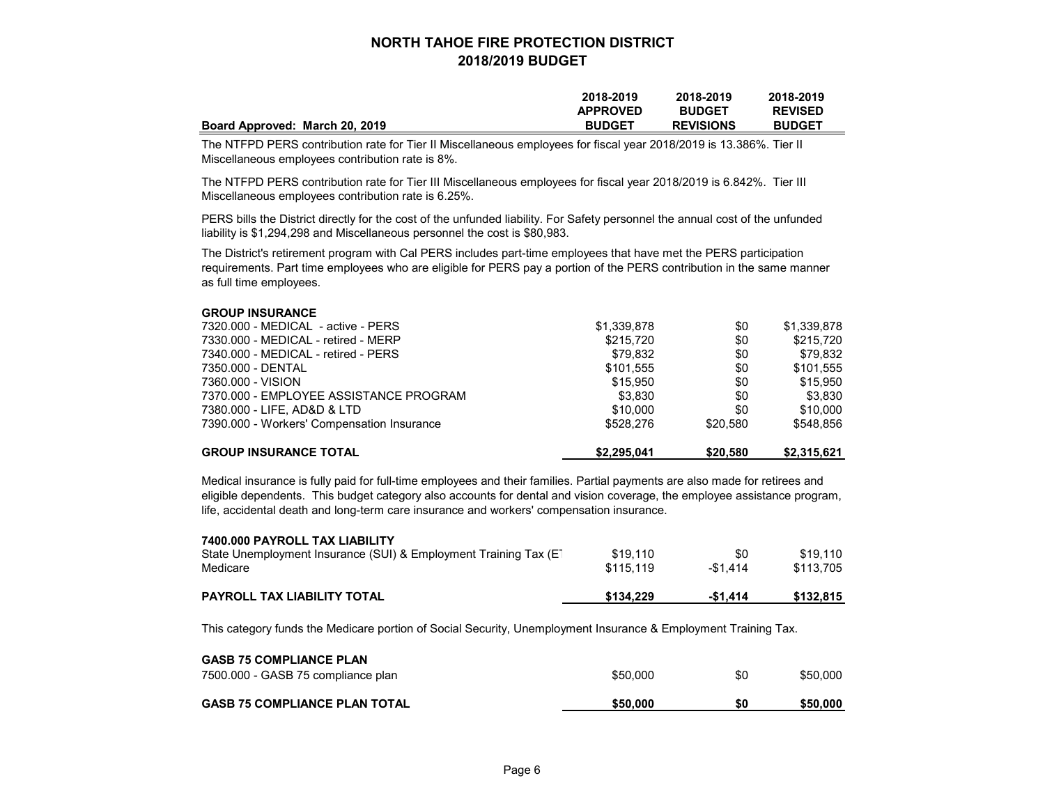# NORTH TAHOE FIRE PROTECTION DISTRICT
## 2018/2019 BUDGET

| Board Approved: March 20, 2019 | 2018-2019 APPROVED BUDGET | 2018-2019 BUDGET REVISIONS | 2018-2019 REVISED BUDGET |
|---|---|---|---|

The NTFPD PERS contribution rate for Tier II Miscellaneous employees for fiscal year 2018/2019 is 13.386%. Tier II Miscellaneous employees contribution rate is 8%.

The NTFPD PERS contribution rate for Tier III Miscellaneous employees for fiscal year 2018/2019 is 6.842%. Tier III Miscellaneous employees contribution rate is 6.25%.

PERS bills the District directly for the cost of the unfunded liability. For Safety personnel the annual cost of the unfunded liability is $1,294,298 and Miscellaneous personnel the cost is $80,983.

The District's retirement program with Cal PERS includes part-time employees that have met the PERS participation requirements. Part time employees who are eligible for PERS pay a portion of the PERS contribution in the same manner as full time employees.

| GROUP INSURANCE | | | |
|---|---|---|---|
| 7320.000 - MEDICAL - active - PERS | $1,339,878 | $0 | $1,339,878 |
| 7330.000 - MEDICAL - retired - MERP | $215,720 | $0 | $215,720 |
| 7340.000 - MEDICAL - retired - PERS | $79,832 | $0 | $79,832 |
| 7350.000 - DENTAL | $101,555 | $0 | $101,555 |
| 7360.000 - VISION | $15,950 | $0 | $15,950 |
| 7370.000 - EMPLOYEE ASSISTANCE PROGRAM | $3,830 | $0 | $3,830 |
| 7380.000 - LIFE, AD&D & LTD | $10,000 | $0 | $10,000 |
| 7390.000 - Workers' Compensation Insurance | $528,276 | $20,580 | $548,856 |
| **GROUP INSURANCE TOTAL** | **$2,295,041** | **$20,580** | **$2,315,621** |

Medical insurance is fully paid for full-time employees and their families. Partial payments are also made for retirees and eligible dependents. This budget category also accounts for dental and vision coverage, the employee assistance program, life, accidental death and long-term care insurance and workers' compensation insurance.

| 7400.000 PAYROLL TAX LIABILITY | | | |
|---|---|---|---|
| State Unemployment Insurance (SUI) & Employment Training Tax (ET | $19,110 | $0 | $19,110 |
| Medicare | $115,119 | -$1,414 | $113,705 |
| **PAYROLL TAX LIABILITY TOTAL** | **$134,229** | **-$1,414** | **$132,815** |

This category funds the Medicare portion of Social Security, Unemployment Insurance & Employment Training Tax.

| GASB 75 COMPLIANCE PLAN | | | |
|---|---|---|---|
| 7500.000 - GASB 75 compliance plan | $50,000 | $0 | $50,000 |
| **GASB 75 COMPLIANCE PLAN TOTAL** | **$50,000** | **$0** | **$50,000** |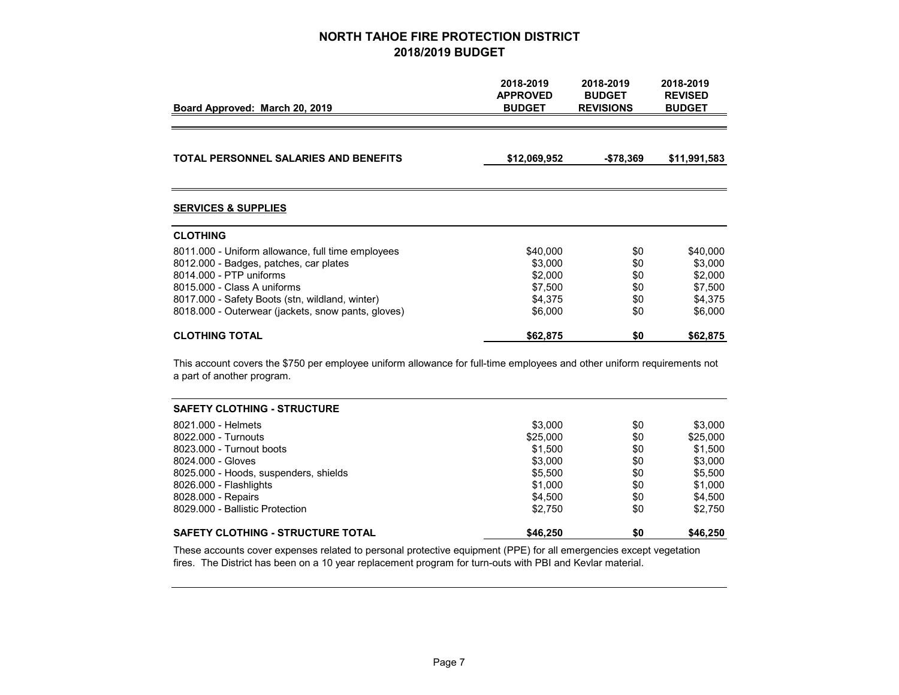# NORTH TAHOE FIRE PROTECTION DISTRICT
## 2018/2019 BUDGET

| Board Approved: March 20, 2019 | 2018-2019 APPROVED BUDGET | 2018-2019 BUDGET REVISIONS | 2018-2019 REVISED BUDGET |
|---|---|---|---|
| **TOTAL PERSONNEL SALARIES AND BENEFITS** | **$12,069,952** | **-$78,369** | **$11,991,583** |

**SERVICES & SUPPLIES**

| CLOTHING | | | |
|---|---|---|---|
| 8011.000 - Uniform allowance, full time employees | $40,000 | $0 | $40,000 |
| 8012.000 - Badges, patches, car plates | $3,000 | $0 | $3,000 |
| 8014.000 - PTP uniforms | $2,000 | $0 | $2,000 |
| 8015.000 - Class A uniforms | $7,500 | $0 | $7,500 |
| 8017.000 - Safety Boots (stn, wildland, winter) | $4,375 | $0 | $4,375 |
| 8018.000 - Outerwear (jackets, snow pants, gloves) | $6,000 | $0 | $6,000 |
| **CLOTHING TOTAL** | **$62,875** | **$0** | **$62,875** |

This account covers the $750 per employee uniform allowance for full-time employees and other uniform requirements not a part of another program.

| SAFETY CLOTHING - STRUCTURE | | | |
|---|---|---|---|
| 8021.000 - Helmets | $3,000 | $0 | $3,000 |
| 8022.000 - Turnouts | $25,000 | $0 | $25,000 |
| 8023.000 - Turnout boots | $1,500 | $0 | $1,500 |
| 8024.000 - Gloves | $3,000 | $0 | $3,000 |
| 8025.000 - Hoods, suspenders, shields | $5,500 | $0 | $5,500 |
| 8026.000 - Flashlights | $1,000 | $0 | $1,000 |
| 8028.000 - Repairs | $4,500 | $0 | $4,500 |
| 8029.000 - Ballistic Protection | $2,750 | $0 | $2,750 |
| **SAFETY CLOTHING - STRUCTURE TOTAL** | **$46,250** | **$0** | **$46,250** |

These accounts cover expenses related to personal protective equipment (PPE) for all emergencies except vegetation fires. The District has been on a 10 year replacement program for turn-outs with PBI and Kevlar material.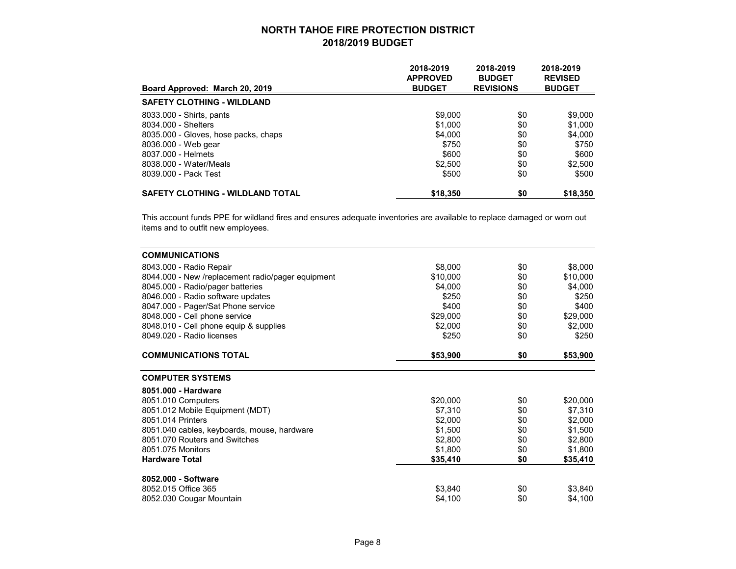# NORTH TAHOE FIRE PROTECTION DISTRICT
## 2018/2019 BUDGET

| Board Approved: March 20, 2019 | 2018-2019 APPROVED BUDGET | 2018-2019 BUDGET REVISIONS | 2018-2019 REVISED BUDGET |
|---|---|---|---|
| **SAFETY CLOTHING - WILDLAND** | | | |
| 8033.000 - Shirts, pants | $9,000 | $0 | $9,000 |
| 8034.000 - Shelters | $1,000 | $0 | $1,000 |
| 8035.000 - Gloves, hose packs, chaps | $4,000 | $0 | $4,000 |
| 8036.000 - Web gear | $750 | $0 | $750 |
| 8037.000 - Helmets | $600 | $0 | $600 |
| 8038.000 - Water/Meals | $2,500 | $0 | $2,500 |
| 8039.000 - Pack Test | $500 | $0 | $500 |
| **SAFETY CLOTHING - WILDLAND TOTAL** | **$18,350** | **$0** | **$18,350** |

This account funds PPE for wildland fires and ensures adequate inventories are available to replace damaged or worn out items and to outfit new employees.

| | 2018-2019 APPROVED BUDGET | 2018-2019 BUDGET REVISIONS | 2018-2019 REVISED BUDGET |
|---|---|---|---|
| **COMMUNICATIONS** | | | |
| 8043.000 - Radio Repair | $8,000 | $0 | $8,000 |
| 8044.000 - New /replacement radio/pager equipment | $10,000 | $0 | $10,000 |
| 8045.000 - Radio/pager batteries | $4,000 | $0 | $4,000 |
| 8046.000 - Radio software updates | $250 | $0 | $250 |
| 8047.000 - Pager/Sat Phone service | $400 | $0 | $400 |
| 8048.000 - Cell phone service | $29,000 | $0 | $29,000 |
| 8048.010 - Cell phone equip & supplies | $2,000 | $0 | $2,000 |
| 8049.020 - Radio licenses | $250 | $0 | $250 |
| **COMMUNICATIONS TOTAL** | **$53,900** | **$0** | **$53,900** |
| **COMPUTER SYSTEMS** | | | |
| **8051.000 - Hardware** | | | |
| 8051.010 Computers | $20,000 | $0 | $20,000 |
| 8051.012 Mobile Equipment (MDT) | $7,310 | $0 | $7,310 |
| 8051.014 Printers | $2,000 | $0 | $2,000 |
| 8051.040 cables, keyboards, mouse, hardware | $1,500 | $0 | $1,500 |
| 8051.070 Routers and Switches | $2,800 | $0 | $2,800 |
| 8051.075 Monitors | $1,800 | $0 | $1,800 |
| **Hardware Total** | **$35,410** | **$0** | **$35,410** |
| **8052.000 - Software** | | | |
| 8052.015 Office 365 | $3,840 | $0 | $3,840 |
| 8052.030 Cougar Mountain | $4,100 | $0 | $4,100 |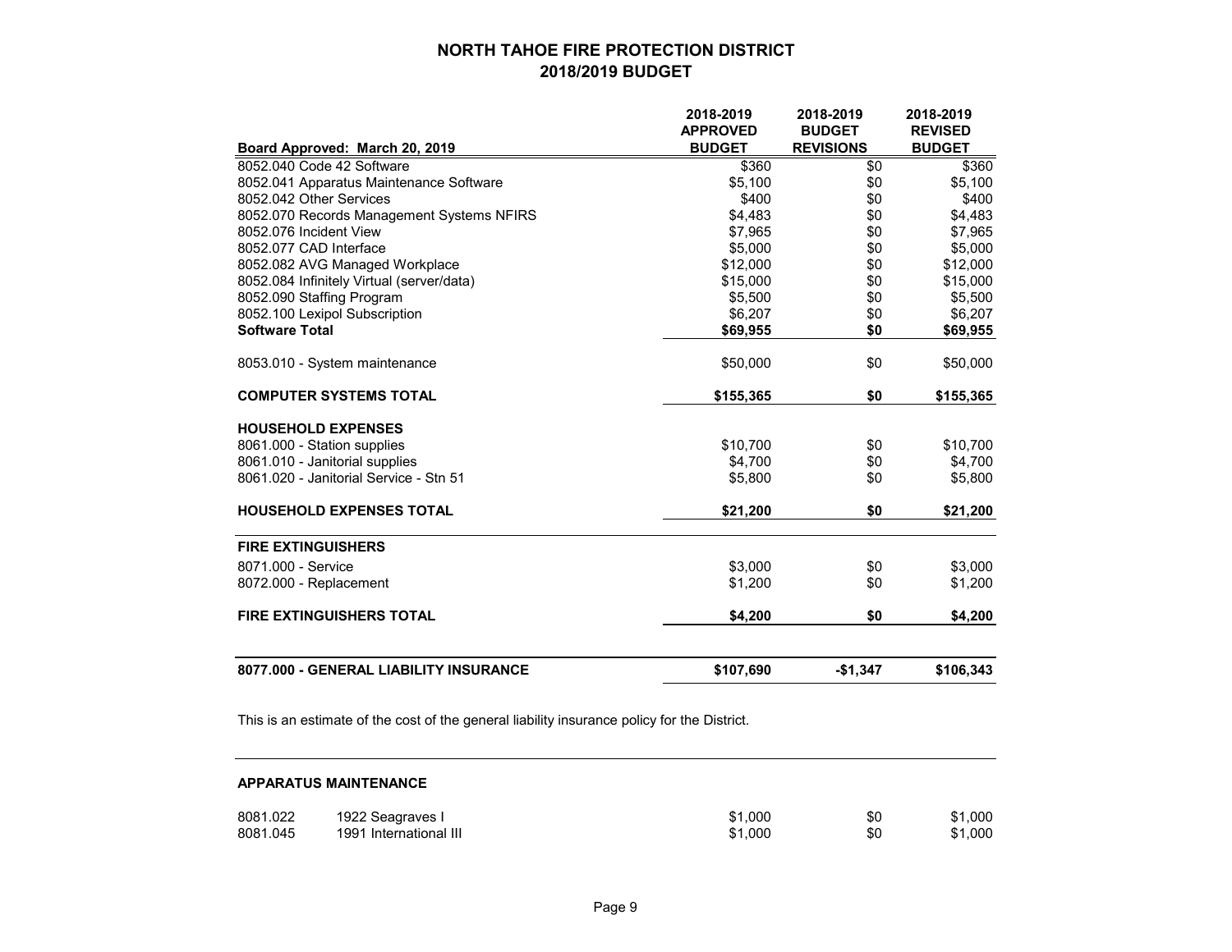# NORTH TAHOE FIRE PROTECTION DISTRICT
## 2018/2019 BUDGET

| Board Approved: March 20, 2019 | 2018-2019 APPROVED BUDGET | 2018-2019 BUDGET REVISIONS | 2018-2019 REVISED BUDGET |
|---|---|---|---|
| 8052.040 Code 42 Software | $360 | $0 | $360 |
| 8052.041 Apparatus Maintenance Software | $5,100 | $0 | $5,100 |
| 8052.042 Other Services | $400 | $0 | $400 |
| 8052.070 Records Management Systems NFIRS | $4,483 | $0 | $4,483 |
| 8052.076 Incident View | $7,965 | $0 | $7,965 |
| 8052.077 CAD Interface | $5,000 | $0 | $5,000 |
| 8052.082 AVG Managed Workplace | $12,000 | $0 | $12,000 |
| 8052.084 Infinitely Virtual (server/data) | $15,000 | $0 | $15,000 |
| 8052.090 Staffing Program | $5,500 | $0 | $5,500 |
| 8052.100 Lexipol Subscription | $6,207 | $0 | $6,207 |
| **Software Total** | **$69,955** | **$0** | **$69,955** |
| 8053.010 - System maintenance | $50,000 | $0 | $50,000 |
| **COMPUTER SYSTEMS TOTAL** | **$155,365** | **$0** | **$155,365** |
| **HOUSEHOLD EXPENSES** | | | |
| 8061.000 - Station supplies | $10,700 | $0 | $10,700 |
| 8061.010 - Janitorial supplies | $4,700 | $0 | $4,700 |
| 8061.020 - Janitorial Service - Stn 51 | $5,800 | $0 | $5,800 |
| **HOUSEHOLD EXPENSES TOTAL** | **$21,200** | **$0** | **$21,200** |
| **FIRE EXTINGUISHERS** | | | |
| 8071.000 - Service | $3,000 | $0 | $3,000 |
| 8072.000 - Replacement | $1,200 | $0 | $1,200 |
| **FIRE EXTINGUISHERS TOTAL** | **$4,200** | **$0** | **$4,200** |
| **8077.000 - GENERAL LIABILITY INSURANCE** | **$107,690** | **-$1,347** | **$106,343** |

This is an estimate of the cost of the general liability insurance policy for the District.

**APPARATUS MAINTENANCE**

| | | | | |
|---|---|---|---|---|
| 8081.022 | 1922 Seagraves I | $1,000 | $0 | $1,000 |
| 8081.045 | 1991 International III | $1,000 | $0 | $1,000 |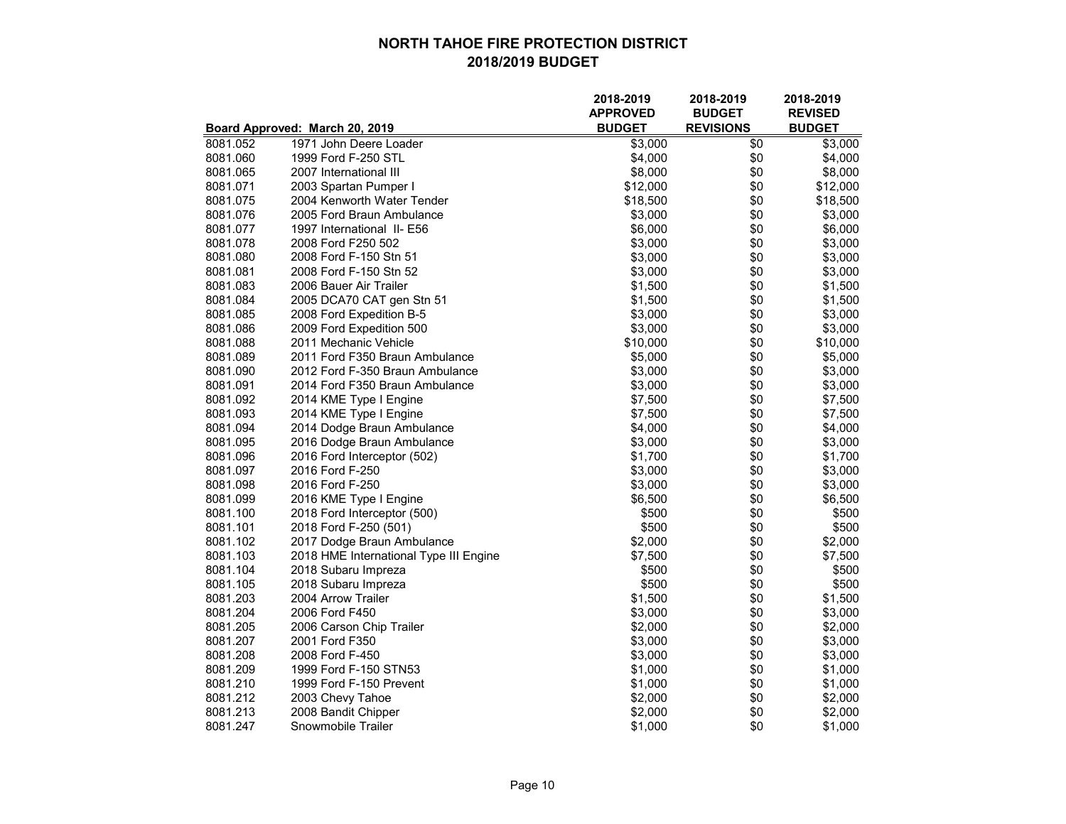# NORTH TAHOE FIRE PROTECTION DISTRICT
## 2018/2019 BUDGET

| Board Approved: March 20, 2019 | | 2018-2019 APPROVED BUDGET | 2018-2019 BUDGET REVISIONS | 2018-2019 REVISED BUDGET |
|---|---|---|---|---|
| 8081.052 | 1971 John Deere Loader | $3,000 | $0 | $3,000 |
| 8081.060 | 1999 Ford F-250 STL | $4,000 | $0 | $4,000 |
| 8081.065 | 2007 International III | $8,000 | $0 | $8,000 |
| 8081.071 | 2003 Spartan Pumper I | $12,000 | $0 | $12,000 |
| 8081.075 | 2004 Kenworth Water Tender | $18,500 | $0 | $18,500 |
| 8081.076 | 2005 Ford Braun Ambulance | $3,000 | $0 | $3,000 |
| 8081.077 | 1997 International II- E56 | $6,000 | $0 | $6,000 |
| 8081.078 | 2008 Ford F250 502 | $3,000 | $0 | $3,000 |
| 8081.080 | 2008 Ford F-150 Stn 51 | $3,000 | $0 | $3,000 |
| 8081.081 | 2008 Ford F-150 Stn 52 | $3,000 | $0 | $3,000 |
| 8081.083 | 2006 Bauer Air Trailer | $1,500 | $0 | $1,500 |
| 8081.084 | 2005 DCA70 CAT gen Stn 51 | $1,500 | $0 | $1,500 |
| 8081.085 | 2008 Ford Expedition B-5 | $3,000 | $0 | $3,000 |
| 8081.086 | 2009 Ford Expedition 500 | $3,000 | $0 | $3,000 |
| 8081.088 | 2011 Mechanic Vehicle | $10,000 | $0 | $10,000 |
| 8081.089 | 2011 Ford F350 Braun Ambulance | $5,000 | $0 | $5,000 |
| 8081.090 | 2012 Ford F-350 Braun Ambulance | $3,000 | $0 | $3,000 |
| 8081.091 | 2014 Ford F350 Braun Ambulance | $3,000 | $0 | $3,000 |
| 8081.092 | 2014 KME Type I Engine | $7,500 | $0 | $7,500 |
| 8081.093 | 2014 KME Type I Engine | $7,500 | $0 | $7,500 |
| 8081.094 | 2014 Dodge Braun Ambulance | $4,000 | $0 | $4,000 |
| 8081.095 | 2016 Dodge Braun Ambulance | $3,000 | $0 | $3,000 |
| 8081.096 | 2016 Ford Interceptor (502) | $1,700 | $0 | $1,700 |
| 8081.097 | 2016 Ford F-250 | $3,000 | $0 | $3,000 |
| 8081.098 | 2016 Ford F-250 | $3,000 | $0 | $3,000 |
| 8081.099 | 2016 KME Type I Engine | $6,500 | $0 | $6,500 |
| 8081.100 | 2018 Ford Interceptor (500) | $500 | $0 | $500 |
| 8081.101 | 2018 Ford F-250 (501) | $500 | $0 | $500 |
| 8081.102 | 2017 Dodge Braun Ambulance | $2,000 | $0 | $2,000 |
| 8081.103 | 2018 HME International Type III Engine | $7,500 | $0 | $7,500 |
| 8081.104 | 2018 Subaru Impreza | $500 | $0 | $500 |
| 8081.105 | 2018 Subaru Impreza | $500 | $0 | $500 |
| 8081.203 | 2004 Arrow Trailer | $1,500 | $0 | $1,500 |
| 8081.204 | 2006 Ford F450 | $3,000 | $0 | $3,000 |
| 8081.205 | 2006 Carson Chip Trailer | $2,000 | $0 | $2,000 |
| 8081.207 | 2001 Ford F350 | $3,000 | $0 | $3,000 |
| 8081.208 | 2008 Ford F-450 | $3,000 | $0 | $3,000 |
| 8081.209 | 1999 Ford F-150 STN53 | $1,000 | $0 | $1,000 |
| 8081.210 | 1999 Ford F-150 Prevent | $1,000 | $0 | $1,000 |
| 8081.212 | 2003 Chevy Tahoe | $2,000 | $0 | $2,000 |
| 8081.213 | 2008 Bandit Chipper | $2,000 | $0 | $2,000 |
| 8081.247 | Snowmobile Trailer | $1,000 | $0 | $1,000 |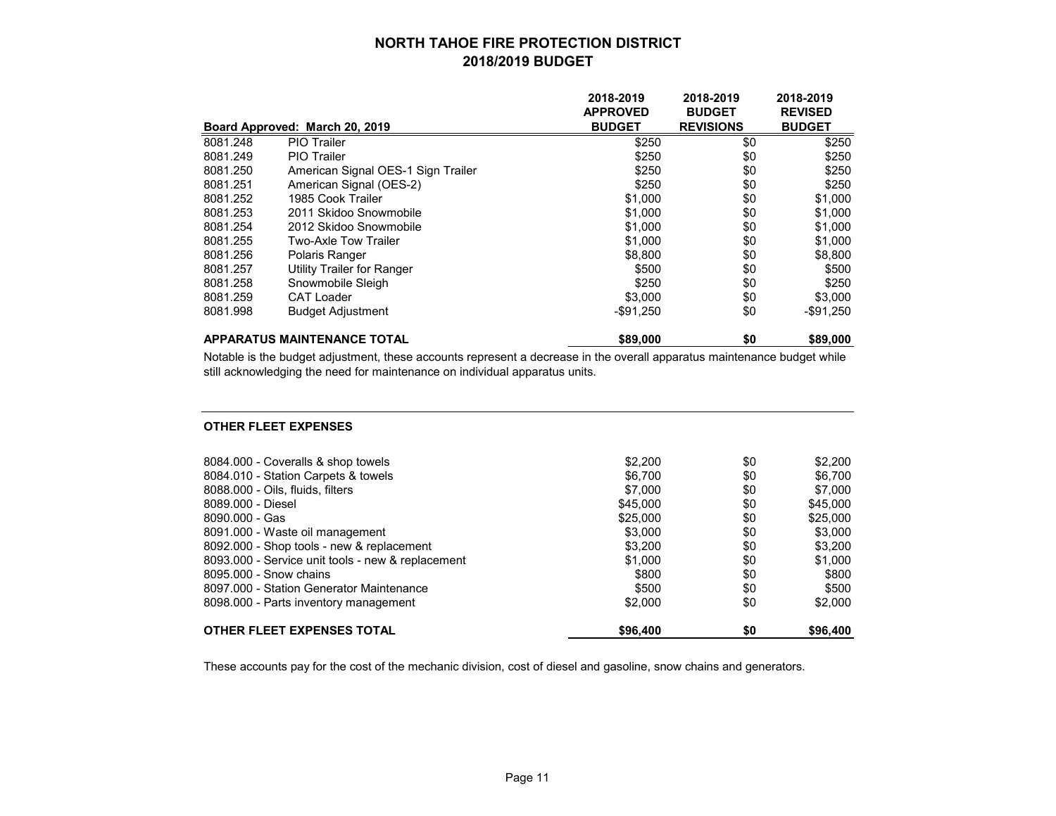# NORTH TAHOE FIRE PROTECTION DISTRICT
## 2018/2019 BUDGET

| Board Approved: March 20, 2019 | | 2018-2019 APPROVED BUDGET | 2018-2019 BUDGET REVISIONS | 2018-2019 REVISED BUDGET |
|---|---|---|---|---|
| 8081.248 | PIO Trailer | $250 | $0 | $250 |
| 8081.249 | PIO Trailer | $250 | $0 | $250 |
| 8081.250 | American Signal OES-1 Sign Trailer | $250 | $0 | $250 |
| 8081.251 | American Signal (OES-2) | $250 | $0 | $250 |
| 8081.252 | 1985 Cook Trailer | $1,000 | $0 | $1,000 |
| 8081.253 | 2011 Skidoo Snowmobile | $1,000 | $0 | $1,000 |
| 8081.254 | 2012 Skidoo Snowmobile | $1,000 | $0 | $1,000 |
| 8081.255 | Two-Axle Tow Trailer | $1,000 | $0 | $1,000 |
| 8081.256 | Polaris Ranger | $8,800 | $0 | $8,800 |
| 8081.257 | Utility Trailer for Ranger | $500 | $0 | $500 |
| 8081.258 | Snowmobile Sleigh | $250 | $0 | $250 |
| 8081.259 | CAT Loader | $3,000 | $0 | $3,000 |
| 8081.998 | Budget Adjustment | -$91,250 | $0 | -$91,250 |
| **APPARATUS MAINTENANCE TOTAL** | | **$89,000** | **$0** | **$89,000** |

Notable is the budget adjustment, these accounts represent a decrease in the overall apparatus maintenance budget while still acknowledging the need for maintenance on individual apparatus units.

**OTHER FLEET EXPENSES**

| | 2018-2019 APPROVED BUDGET | 2018-2019 BUDGET REVISIONS | 2018-2019 REVISED BUDGET |
|---|---|---|---|
| 8084.000 - Coveralls & shop towels | $2,200 | $0 | $2,200 |
| 8084.010 - Station Carpets & towels | $6,700 | $0 | $6,700 |
| 8088.000 - Oils, fluids, filters | $7,000 | $0 | $7,000 |
| 8089.000 - Diesel | $45,000 | $0 | $45,000 |
| 8090.000 - Gas | $25,000 | $0 | $25,000 |
| 8091.000 - Waste oil management | $3,000 | $0 | $3,000 |
| 8092.000 - Shop tools - new & replacement | $3,200 | $0 | $3,200 |
| 8093.000 - Service unit tools - new & replacement | $1,000 | $0 | $1,000 |
| 8095.000 - Snow chains | $800 | $0 | $800 |
| 8097.000 - Station Generator Maintenance | $500 | $0 | $500 |
| 8098.000 - Parts inventory management | $2,000 | $0 | $2,000 |
| **OTHER FLEET EXPENSES TOTAL** | **$96,400** | **$0** | **$96,400** |

These accounts pay for the cost of the mechanic division, cost of diesel and gasoline, snow chains and generators.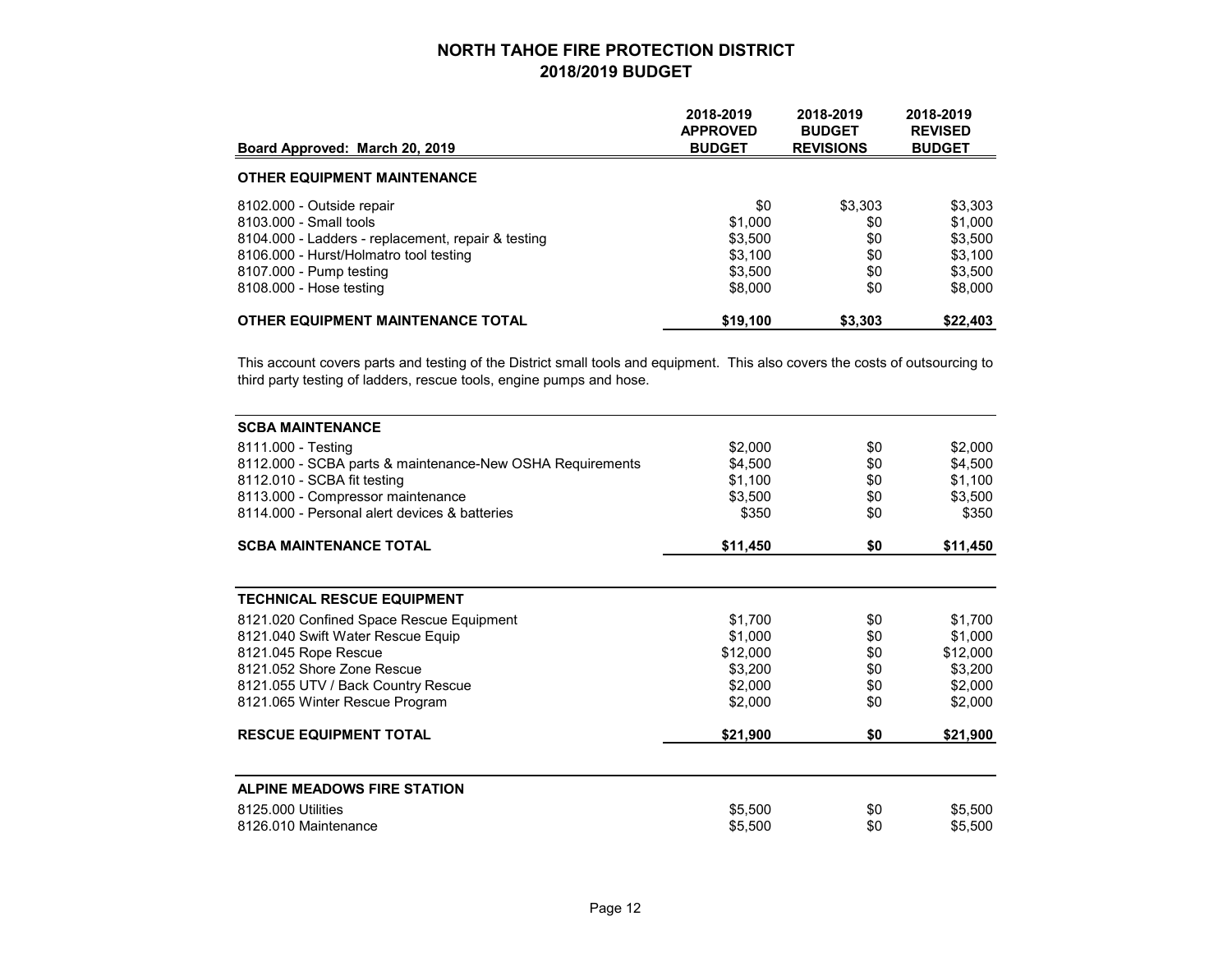# NORTH TAHOE FIRE PROTECTION DISTRICT
## 2018/2019 BUDGET

| Board Approved: March 20, 2019 | 2018-2019 APPROVED BUDGET | 2018-2019 BUDGET REVISIONS | 2018-2019 REVISED BUDGET |
|---|---|---|---|
| **OTHER EQUIPMENT MAINTENANCE** | | | |
| 8102.000 - Outside repair | $0 | $3,303 | $3,303 |
| 8103.000 - Small tools | $1,000 | $0 | $1,000 |
| 8104.000 - Ladders - replacement, repair & testing | $3,500 | $0 | $3,500 |
| 8106.000 - Hurst/Holmatro tool testing | $3,100 | $0 | $3,100 |
| 8107.000 - Pump testing | $3,500 | $0 | $3,500 |
| 8108.000 - Hose testing | $8,000 | $0 | $8,000 |
| **OTHER EQUIPMENT MAINTENANCE TOTAL** | **$19,100** | **$3,303** | **$22,403** |

This account covers parts and testing of the District small tools and equipment. This also covers the costs of outsourcing to third party testing of ladders, rescue tools, engine pumps and hose.

| | | | |
|---|---|---|---|
| **SCBA MAINTENANCE** | | | |
| 8111.000 - Testing | $2,000 | $0 | $2,000 |
| 8112.000 - SCBA parts & maintenance-New OSHA Requirements | $4,500 | $0 | $4,500 |
| 8112.010 - SCBA fit testing | $1,100 | $0 | $1,100 |
| 8113.000 - Compressor maintenance | $3,500 | $0 | $3,500 |
| 8114.000 - Personal alert devices & batteries | $350 | $0 | $350 |
| **SCBA MAINTENANCE TOTAL** | **$11,450** | **$0** | **$11,450** |

| | | | |
|---|---|---|---|
| **TECHNICAL RESCUE EQUIPMENT** | | | |
| 8121.020 Confined Space Rescue Equipment | $1,700 | $0 | $1,700 |
| 8121.040 Swift Water Rescue Equip | $1,000 | $0 | $1,000 |
| 8121.045 Rope Rescue | $12,000 | $0 | $12,000 |
| 8121.052 Shore Zone Rescue | $3,200 | $0 | $3,200 |
| 8121.055 UTV / Back Country Rescue | $2,000 | $0 | $2,000 |
| 8121.065 Winter Rescue Program | $2,000 | $0 | $2,000 |
| **RESCUE EQUIPMENT TOTAL** | **$21,900** | **$0** | **$21,900** |

| | | | |
|---|---|---|---|
| **ALPINE MEADOWS FIRE STATION** | | | |
| 8125.000 Utilities | $5,500 | $0 | $5,500 |
| 8126.010 Maintenance | $5,500 | $0 | $5,500 |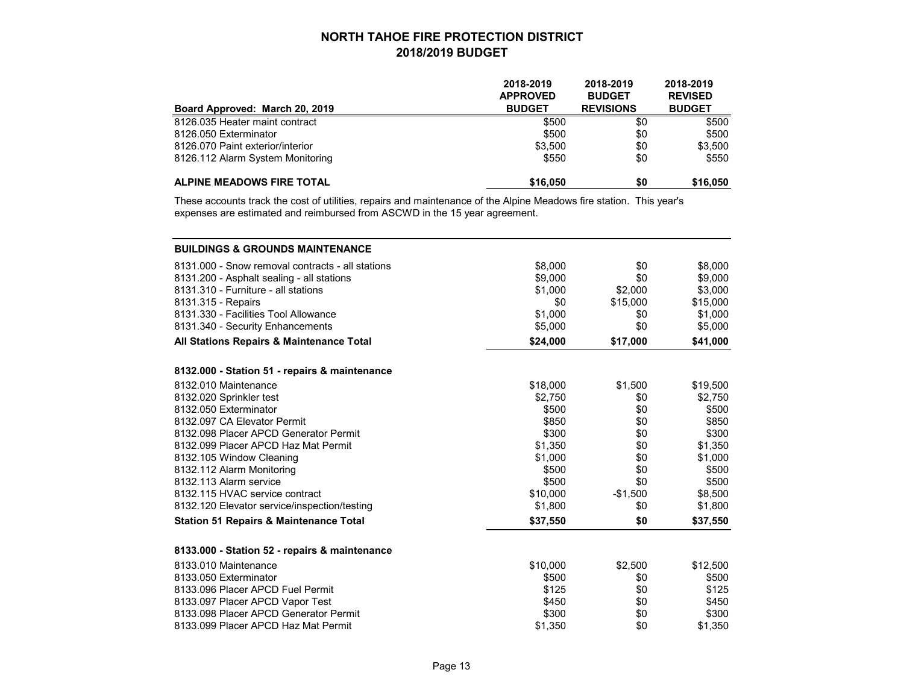# NORTH TAHOE FIRE PROTECTION DISTRICT
## 2018/2019 BUDGET

| Board Approved: March 20, 2019 | 2018-2019 APPROVED BUDGET | 2018-2019 BUDGET REVISIONS | 2018-2019 REVISED BUDGET |
|---|---|---|---|
| 8126.035 Heater maint contract | $500 | $0 | $500 |
| 8126.050 Exterminator | $500 | $0 | $500 |
| 8126.070 Paint exterior/interior | $3,500 | $0 | $3,500 |
| 8126.112 Alarm System Monitoring | $550 | $0 | $550 |
| **ALPINE MEADOWS FIRE TOTAL** | **$16,050** | **$0** | **$16,050** |

These accounts track the cost of utilities, repairs and maintenance of the Alpine Meadows fire station. This year's expenses are estimated and reimbursed from ASCWD in the 15 year agreement.

| **BUILDINGS & GROUNDS MAINTENANCE** | | | |
|---|---|---|---|
| 8131.000 - Snow removal contracts - all stations | $8,000 | $0 | $8,000 |
| 8131.200 - Asphalt sealing - all stations | $9,000 | $0 | $9,000 |
| 8131.310 - Furniture - all stations | $1,000 | $2,000 | $3,000 |
| 8131.315 - Repairs | $0 | $15,000 | $15,000 |
| 8131.330 - Facilities Tool Allowance | $1,000 | $0 | $1,000 |
| 8131.340 - Security Enhancements | $5,000 | $0 | $5,000 |
| **All Stations Repairs & Maintenance Total** | **$24,000** | **$17,000** | **$41,000** |
| | | | |
| **8132.000 - Station 51 - repairs & maintenance** | | | |
| 8132.010 Maintenance | $18,000 | $1,500 | $19,500 |
| 8132.020 Sprinkler test | $2,750 | $0 | $2,750 |
| 8132.050 Exterminator | $500 | $0 | $500 |
| 8132.097 CA Elevator Permit | $850 | $0 | $850 |
| 8132.098 Placer APCD Generator Permit | $300 | $0 | $300 |
| 8132.099 Placer APCD Haz Mat Permit | $1,350 | $0 | $1,350 |
| 8132.105 Window Cleaning | $1,000 | $0 | $1,000 |
| 8132.112 Alarm Monitoring | $500 | $0 | $500 |
| 8132.113 Alarm service | $500 | $0 | $500 |
| 8132.115 HVAC service contract | $10,000 | -$1,500 | $8,500 |
| 8132.120 Elevator service/inspection/testing | $1,800 | $0 | $1,800 |
| **Station 51 Repairs & Maintenance Total** | **$37,550** | **$0** | **$37,550** |
| | | | |
| **8133.000 - Station 52 - repairs & maintenance** | | | |
| 8133.010 Maintenance | $10,000 | $2,500 | $12,500 |
| 8133.050 Exterminator | $500 | $0 | $500 |
| 8133.096 Placer APCD Fuel Permit | $125 | $0 | $125 |
| 8133.097 Placer APCD Vapor Test | $450 | $0 | $450 |
| 8133.098 Placer APCD Generator Permit | $300 | $0 | $300 |
| 8133.099 Placer APCD Haz Mat Permit | $1,350 | $0 | $1,350 |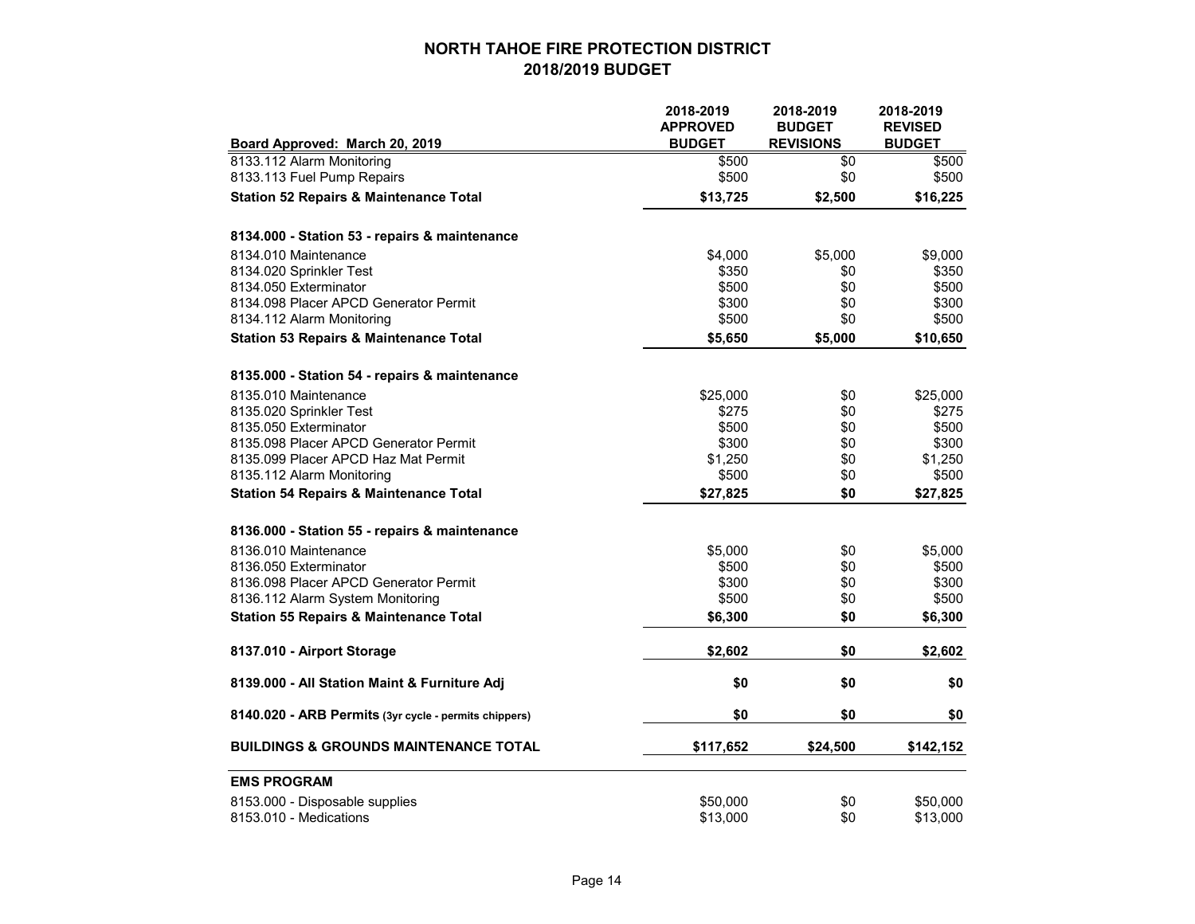## NORTH TAHOE FIRE PROTECTION DISTRICT
## 2018/2019 BUDGET

| Board Approved: March 20, 2019 | 2018-2019 APPROVED BUDGET | 2018-2019 BUDGET REVISIONS | 2018-2019 REVISED BUDGET |
|---|---|---|---|
| 8133.112 Alarm Monitoring | $500 | $0 | $500 |
| 8133.113 Fuel Pump Repairs | $500 | $0 | $500 |
| **Station 52 Repairs & Maintenance Total** | **$13,725** | **$2,500** | **$16,225** |
| **8134.000 - Station 53 - repairs & maintenance** | | | |
| 8134.010 Maintenance | $4,000 | $5,000 | $9,000 |
| 8134.020 Sprinkler Test | $350 | $0 | $350 |
| 8134.050 Exterminator | $500 | $0 | $500 |
| 8134.098 Placer APCD Generator Permit | $300 | $0 | $300 |
| 8134.112 Alarm Monitoring | $500 | $0 | $500 |
| **Station 53 Repairs & Maintenance Total** | **$5,650** | **$5,000** | **$10,650** |
| **8135.000 - Station 54 - repairs & maintenance** | | | |
| 8135.010 Maintenance | $25,000 | $0 | $25,000 |
| 8135.020 Sprinkler Test | $275 | $0 | $275 |
| 8135.050 Exterminator | $500 | $0 | $500 |
| 8135.098 Placer APCD Generator Permit | $300 | $0 | $300 |
| 8135.099 Placer APCD Haz Mat Permit | $1,250 | $0 | $1,250 |
| 8135.112 Alarm Monitoring | $500 | $0 | $500 |
| **Station 54 Repairs & Maintenance Total** | **$27,825** | **$0** | **$27,825** |
| **8136.000 - Station 55 - repairs & maintenance** | | | |
| 8136.010 Maintenance | $5,000 | $0 | $5,000 |
| 8136.050 Exterminator | $500 | $0 | $500 |
| 8136.098 Placer APCD Generator Permit | $300 | $0 | $300 |
| 8136.112 Alarm System Monitoring | $500 | $0 | $500 |
| **Station 55 Repairs & Maintenance Total** | **$6,300** | **$0** | **$6,300** |
| **8137.010 - Airport Storage** | **$2,602** | **$0** | **$2,602** |
| **8139.000 - All Station Maint & Furniture Adj** | **$0** | **$0** | **$0** |
| **8140.020 - ARB Permits** (3yr cycle - permits chippers) | **$0** | **$0** | **$0** |
| **BUILDINGS & GROUNDS MAINTENANCE TOTAL** | **$117,652** | **$24,500** | **$142,152** |
| **EMS PROGRAM** | | | |
| 8153.000 - Disposable supplies | $50,000 | $0 | $50,000 |
| 8153.010 - Medications | $13,000 | $0 | $13,000 |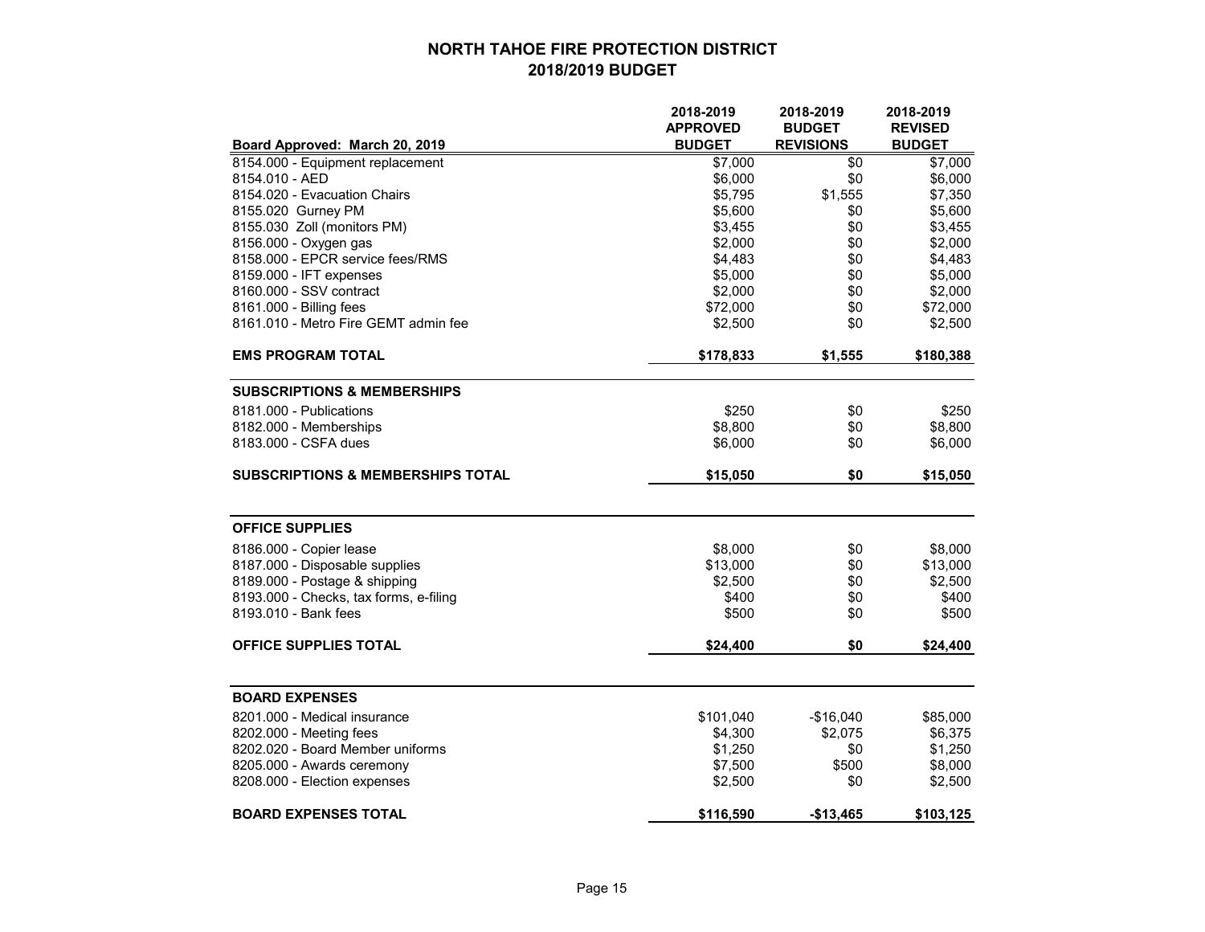# NORTH TAHOE FIRE PROTECTION DISTRICT
## 2018/2019 BUDGET

| Board Approved: March 20, 2019 | 2018-2019 APPROVED BUDGET | 2018-2019 BUDGET REVISIONS | 2018-2019 REVISED BUDGET |
|---|---|---|---|
| 8154.000 - Equipment replacement | $7,000 | $0 | $7,000 |
| 8154.010 - AED | $6,000 | $0 | $6,000 |
| 8154.020 - Evacuation Chairs | $5,795 | $1,555 | $7,350 |
| 8155.020 Gurney PM | $5,600 | $0 | $5,600 |
| 8155.030 Zoll (monitors PM) | $3,455 | $0 | $3,455 |
| 8156.000 - Oxygen gas | $2,000 | $0 | $2,000 |
| 8158.000 - EPCR service fees/RMS | $4,483 | $0 | $4,483 |
| 8159.000 - IFT expenses | $5,000 | $0 | $5,000 |
| 8160.000 - SSV contract | $2,000 | $0 | $2,000 |
| 8161.000 - Billing fees | $72,000 | $0 | $72,000 |
| 8161.010 - Metro Fire GEMT admin fee | $2,500 | $0 | $2,500 |
| **EMS PROGRAM TOTAL** | **$178,833** | **$1,555** | **$180,388** |
| **SUBSCRIPTIONS & MEMBERSHIPS** | | | |
| 8181.000 - Publications | $250 | $0 | $250 |
| 8182.000 - Memberships | $8,800 | $0 | $8,800 |
| 8183.000 - CSFA dues | $6,000 | $0 | $6,000 |
| **SUBSCRIPTIONS & MEMBERSHIPS TOTAL** | **$15,050** | **$0** | **$15,050** |
| **OFFICE SUPPLIES** | | | |
| 8186.000 - Copier lease | $8,000 | $0 | $8,000 |
| 8187.000 - Disposable supplies | $13,000 | $0 | $13,000 |
| 8189.000 - Postage & shipping | $2,500 | $0 | $2,500 |
| 8193.000 - Checks, tax forms, e-filing | $400 | $0 | $400 |
| 8193.010 - Bank fees | $500 | $0 | $500 |
| **OFFICE SUPPLIES TOTAL** | **$24,400** | **$0** | **$24,400** |
| **BOARD EXPENSES** | | | |
| 8201.000 - Medical insurance | $101,040 | -$16,040 | $85,000 |
| 8202.000 - Meeting fees | $4,300 | $2,075 | $6,375 |
| 8202.020 - Board Member uniforms | $1,250 | $0 | $1,250 |
| 8205.000 - Awards ceremony | $7,500 | $500 | $8,000 |
| 8208.000 - Election expenses | $2,500 | $0 | $2,500 |
| **BOARD EXPENSES TOTAL** | **$116,590** | **-$13,465** | **$103,125** |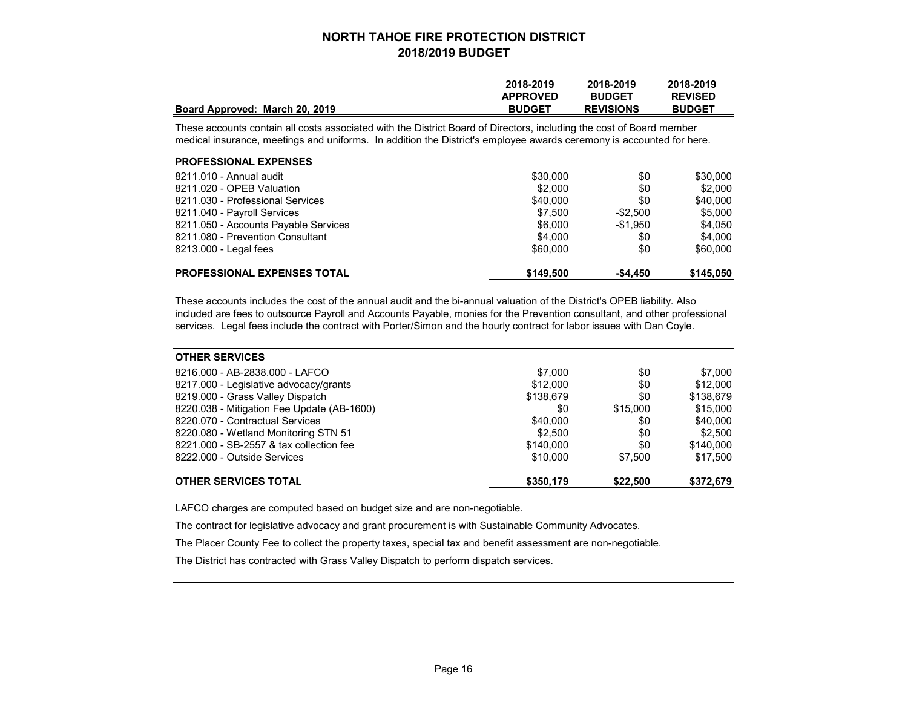# NORTH TAHOE FIRE PROTECTION DISTRICT
## 2018/2019 BUDGET

| Board Approved: March 20, 2019 | 2018-2019 APPROVED BUDGET | 2018-2019 BUDGET REVISIONS | 2018-2019 REVISED BUDGET |
|---|---|---|---|

These accounts contain all costs associated with the District Board of Directors, including the cost of Board member medical insurance, meetings and uniforms. In addition the District's employee awards ceremony is accounted for here.

| PROFESSIONAL EXPENSES | | | |
|---|---|---|---|
| 8211.010 - Annual audit | $30,000 | $0 | $30,000 |
| 8211.020 - OPEB Valuation | $2,000 | $0 | $2,000 |
| 8211.030 - Professional Services | $40,000 | $0 | $40,000 |
| 8211.040 - Payroll Services | $7,500 | -$2,500 | $5,000 |
| 8211.050 - Accounts Payable Services | $6,000 | -$1,950 | $4,050 |
| 8211.080 - Prevention Consultant | $4,000 | $0 | $4,000 |
| 8213.000 - Legal fees | $60,000 | $0 | $60,000 |
| **PROFESSIONAL EXPENSES TOTAL** | **$149,500** | **-$4,450** | **$145,050** |

These accounts includes the cost of the annual audit and the bi-annual valuation of the District's OPEB liability. Also included are fees to outsource Payroll and Accounts Payable, monies for the Prevention consultant, and other professional services. Legal fees include the contract with Porter/Simon and the hourly contract for labor issues with Dan Coyle.

| OTHER SERVICES | | | |
|---|---|---|---|
| 8216.000 - AB-2838.000 - LAFCO | $7,000 | $0 | $7,000 |
| 8217.000 - Legislative advocacy/grants | $12,000 | $0 | $12,000 |
| 8219.000 - Grass Valley Dispatch | $138,679 | $0 | $138,679 |
| 8220.038 - Mitigation Fee Update (AB-1600) | $0 | $15,000 | $15,000 |
| 8220.070 - Contractual Services | $40,000 | $0 | $40,000 |
| 8220.080 - Wetland Monitoring STN 51 | $2,500 | $0 | $2,500 |
| 8221.000 - SB-2557 & tax collection fee | $140,000 | $0 | $140,000 |
| 8222.000 - Outside Services | $10,000 | $7,500 | $17,500 |
| **OTHER SERVICES TOTAL** | **$350,179** | **$22,500** | **$372,679** |

LAFCO charges are computed based on budget size and are non-negotiable.

The contract for legislative advocacy and grant procurement is with Sustainable Community Advocates.

The Placer County Fee to collect the property taxes, special tax and benefit assessment are non-negotiable.

The District has contracted with Grass Valley Dispatch to perform dispatch services.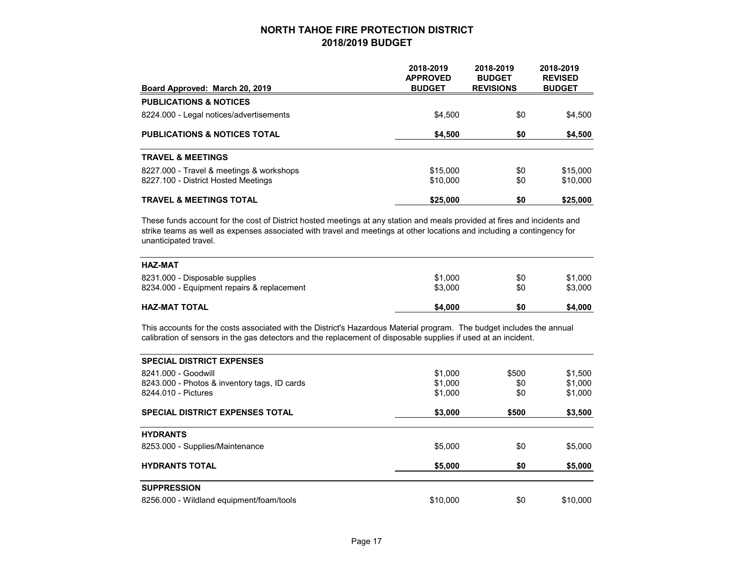# NORTH TAHOE FIRE PROTECTION DISTRICT
## 2018/2019 BUDGET

| Board Approved: March 20, 2019 | 2018-2019 APPROVED BUDGET | 2018-2019 BUDGET REVISIONS | 2018-2019 REVISED BUDGET |
|---|---|---|---|
| **PUBLICATIONS & NOTICES** | | | |
| 8224.000 - Legal notices/advertisements | $4,500 | $0 | $4,500 |
| **PUBLICATIONS & NOTICES TOTAL** | **$4,500** | **$0** | **$4,500** |
| **TRAVEL & MEETINGS** | | | |
| 8227.000 - Travel & meetings & workshops | $15,000 | $0 | $15,000 |
| 8227.100 - District Hosted Meetings | $10,000 | $0 | $10,000 |
| **TRAVEL & MEETINGS TOTAL** | **$25,000** | **$0** | **$25,000** |

These funds account for the cost of District hosted meetings at any station and meals provided at fires and incidents and strike teams as well as expenses associated with travel and meetings at other locations and including a contingency for unanticipated travel.

| | 2018-2019 APPROVED BUDGET | 2018-2019 BUDGET REVISIONS | 2018-2019 REVISED BUDGET |
|---|---|---|---|
| **HAZ-MAT** | | | |
| 8231.000 - Disposable supplies | $1,000 | $0 | $1,000 |
| 8234.000 - Equipment repairs & replacement | $3,000 | $0 | $3,000 |
| **HAZ-MAT TOTAL** | **$4,000** | **$0** | **$4,000** |

This accounts for the costs associated with the District's Hazardous Material program. The budget includes the annual calibration of sensors in the gas detectors and the replacement of disposable supplies if used at an incident.

| | 2018-2019 APPROVED BUDGET | 2018-2019 BUDGET REVISIONS | 2018-2019 REVISED BUDGET |
|---|---|---|---|
| **SPECIAL DISTRICT EXPENSES** | | | |
| 8241.000 - Goodwill | $1,000 | $500 | $1,500 |
| 8243.000 - Photos & inventory tags, ID cards | $1,000 | $0 | $1,000 |
| 8244.010 - Pictures | $1,000 | $0 | $1,000 |
| **SPECIAL DISTRICT EXPENSES TOTAL** | **$3,000** | **$500** | **$3,500** |
| **HYDRANTS** | | | |
| 8253.000 - Supplies/Maintenance | $5,000 | $0 | $5,000 |
| **HYDRANTS TOTAL** | **$5,000** | **$0** | **$5,000** |
| **SUPPRESSION** | | | |
| 8256.000 - Wildland equipment/foam/tools | $10,000 | $0 | $10,000 |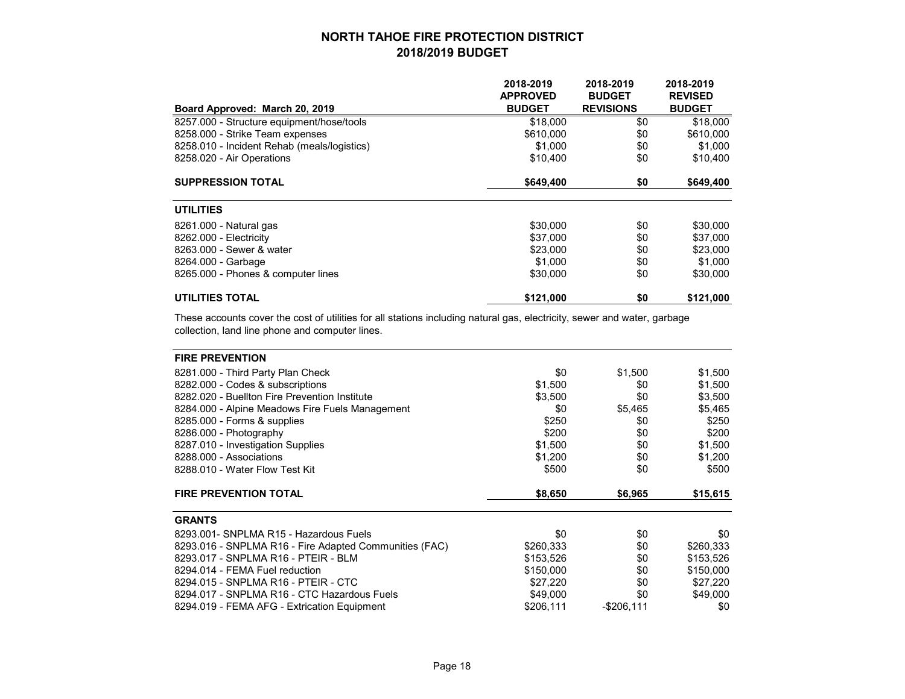# NORTH TAHOE FIRE PROTECTION DISTRICT
## 2018/2019 BUDGET

| Board Approved: March 20, 2019 | 2018-2019 APPROVED BUDGET | 2018-2019 BUDGET REVISIONS | 2018-2019 REVISED BUDGET |
|---|---|---|---|
| 8257.000 - Structure equipment/hose/tools | $18,000 | $0 | $18,000 |
| 8258.000 - Strike Team expenses | $610,000 | $0 | $610,000 |
| 8258.010 - Incident Rehab (meals/logistics) | $1,000 | $0 | $1,000 |
| 8258.020 - Air Operations | $10,400 | $0 | $10,400 |
| **SUPPRESSION TOTAL** | **$649,400** | **$0** | **$649,400** |

| **UTILITIES** | | | |
|---|---|---|---|
| 8261.000 - Natural gas | $30,000 | $0 | $30,000 |
| 8262.000 - Electricity | $37,000 | $0 | $37,000 |
| 8263.000 - Sewer & water | $23,000 | $0 | $23,000 |
| 8264.000 - Garbage | $1,000 | $0 | $1,000 |
| 8265.000 - Phones & computer lines | $30,000 | $0 | $30,000 |
| **UTILITIES TOTAL** | **$121,000** | **$0** | **$121,000** |

These accounts cover the cost of utilities for all stations including natural gas, electricity, sewer and water, garbage collection, land line phone and computer lines.

| **FIRE PREVENTION** | | | |
|---|---|---|---|
| 8281.000 - Third Party Plan Check | $0 | $1,500 | $1,500 |
| 8282.000 - Codes & subscriptions | $1,500 | $0 | $1,500 |
| 8282.020 - Buellton Fire Prevention Institute | $3,500 | $0 | $3,500 |
| 8284.000 - Alpine Meadows Fire Fuels Management | $0 | $5,465 | $5,465 |
| 8285.000 - Forms & supplies | $250 | $0 | $250 |
| 8286.000 - Photography | $200 | $0 | $200 |
| 8287.010 - Investigation Supplies | $1,500 | $0 | $1,500 |
| 8288.000 - Associations | $1,200 | $0 | $1,200 |
| 8288.010 - Water Flow Test Kit | $500 | $0 | $500 |
| **FIRE PREVENTION TOTAL** | **$8,650** | **$6,965** | **$15,615** |

| **GRANTS** | | | |
|---|---|---|---|
| 8293.001- SNPLMA R15 - Hazardous Fuels | $0 | $0 | $0 |
| 8293.016 - SNPLMA R16 - Fire Adapted Communities (FAC) | $260,333 | $0 | $260,333 |
| 8293.017 - SNPLMA R16 - PTEIR - BLM | $153,526 | $0 | $153,526 |
| 8294.014 - FEMA Fuel reduction | $150,000 | $0 | $150,000 |
| 8294.015 - SNPLMA R16 - PTEIR - CTC | $27,220 | $0 | $27,220 |
| 8294.017 - SNPLMA R16 - CTC Hazardous Fuels | $49,000 | $0 | $49,000 |
| 8294.019 - FEMA AFG - Extrication Equipment | $206,111 | -$206,111 | $0 |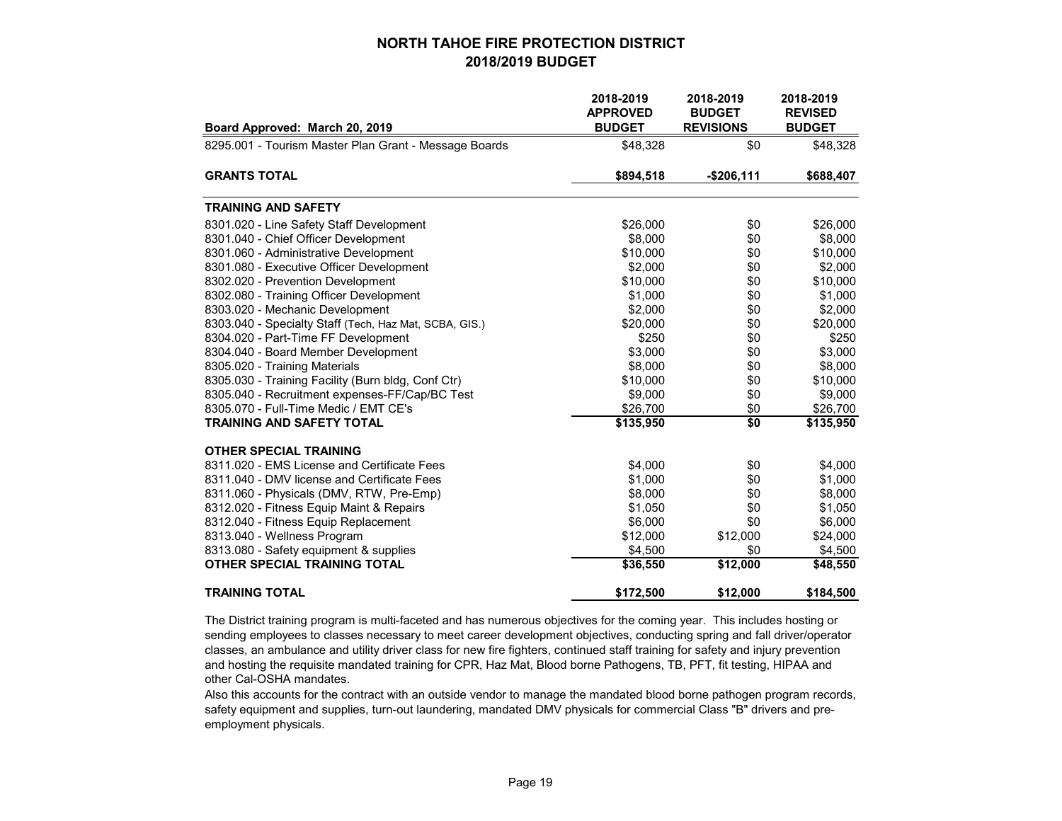## NORTH TAHOE FIRE PROTECTION DISTRICT
## 2018/2019 BUDGET

| Board Approved: March 20, 2019 | 2018-2019 APPROVED BUDGET | 2018-2019 BUDGET REVISIONS | 2018-2019 REVISED BUDGET |
|---|---|---|---|
| 8295.001 - Tourism Master Plan Grant - Message Boards | $48,328 | $0 | $48,328 |
| **GRANTS TOTAL** | **$894,518** | **-$206,111** | **$688,407** |
| **TRAINING AND SAFETY** | | | |
| 8301.020 - Line Safety Staff Development | $26,000 | $0 | $26,000 |
| 8301.040 - Chief Officer Development | $8,000 | $0 | $8,000 |
| 8301.060 - Administrative Development | $10,000 | $0 | $10,000 |
| 8301.080 - Executive Officer Development | $2,000 | $0 | $2,000 |
| 8302.020 - Prevention Development | $10,000 | $0 | $10,000 |
| 8302.080 - Training Officer Development | $1,000 | $0 | $1,000 |
| 8303.020 - Mechanic Development | $2,000 | $0 | $2,000 |
| 8303.040 - Specialty Staff (Tech, Haz Mat, SCBA, GIS.) | $20,000 | $0 | $20,000 |
| 8304.020 - Part-Time FF Development | $250 | $0 | $250 |
| 8304.040 - Board Member Development | $3,000 | $0 | $3,000 |
| 8305.020 - Training Materials | $8,000 | $0 | $8,000 |
| 8305.030 - Training Facility (Burn bldg, Conf Ctr) | $10,000 | $0 | $10,000 |
| 8305.040 - Recruitment expenses-FF/Cap/BC Test | $9,000 | $0 | $9,000 |
| 8305.070 - Full-Time Medic / EMT CE's | $26,700 | $0 | $26,700 |
| **TRAINING AND SAFETY TOTAL** | **$135,950** | **$0** | **$135,950** |
| **OTHER SPECIAL TRAINING** | | | |
| 8311.020 - EMS License and Certificate Fees | $4,000 | $0 | $4,000 |
| 8311.040 - DMV license and Certificate Fees | $1,000 | $0 | $1,000 |
| 8311.060 - Physicals (DMV, RTW, Pre-Emp) | $8,000 | $0 | $8,000 |
| 8312.020 - Fitness Equip Maint & Repairs | $1,050 | $0 | $1,050 |
| 8312.040 - Fitness Equip Replacement | $6,000 | $0 | $6,000 |
| 8313.040 - Wellness Program | $12,000 | $12,000 | $24,000 |
| 8313.080 - Safety equipment & supplies | $4,500 | $0 | $4,500 |
| **OTHER SPECIAL TRAINING TOTAL** | **$36,550** | **$12,000** | **$48,550** |
| **TRAINING TOTAL** | **$172,500** | **$12,000** | **$184,500** |

The District training program is multi-faceted and has numerous objectives for the coming year. This includes hosting or sending employees to classes necessary to meet career development objectives, conducting spring and fall driver/operator classes, an ambulance and utility driver class for new fire fighters, continued staff training for safety and injury prevention and hosting the requisite mandated training for CPR, Haz Mat, Blood borne Pathogens, TB, PFT, fit testing, HIPAA and other Cal-OSHA mandates.

Also this accounts for the contract with an outside vendor to manage the mandated blood borne pathogen program records, safety equipment and supplies, turn-out laundering, mandated DMV physicals for commercial Class "B" drivers and pre-employment physicals.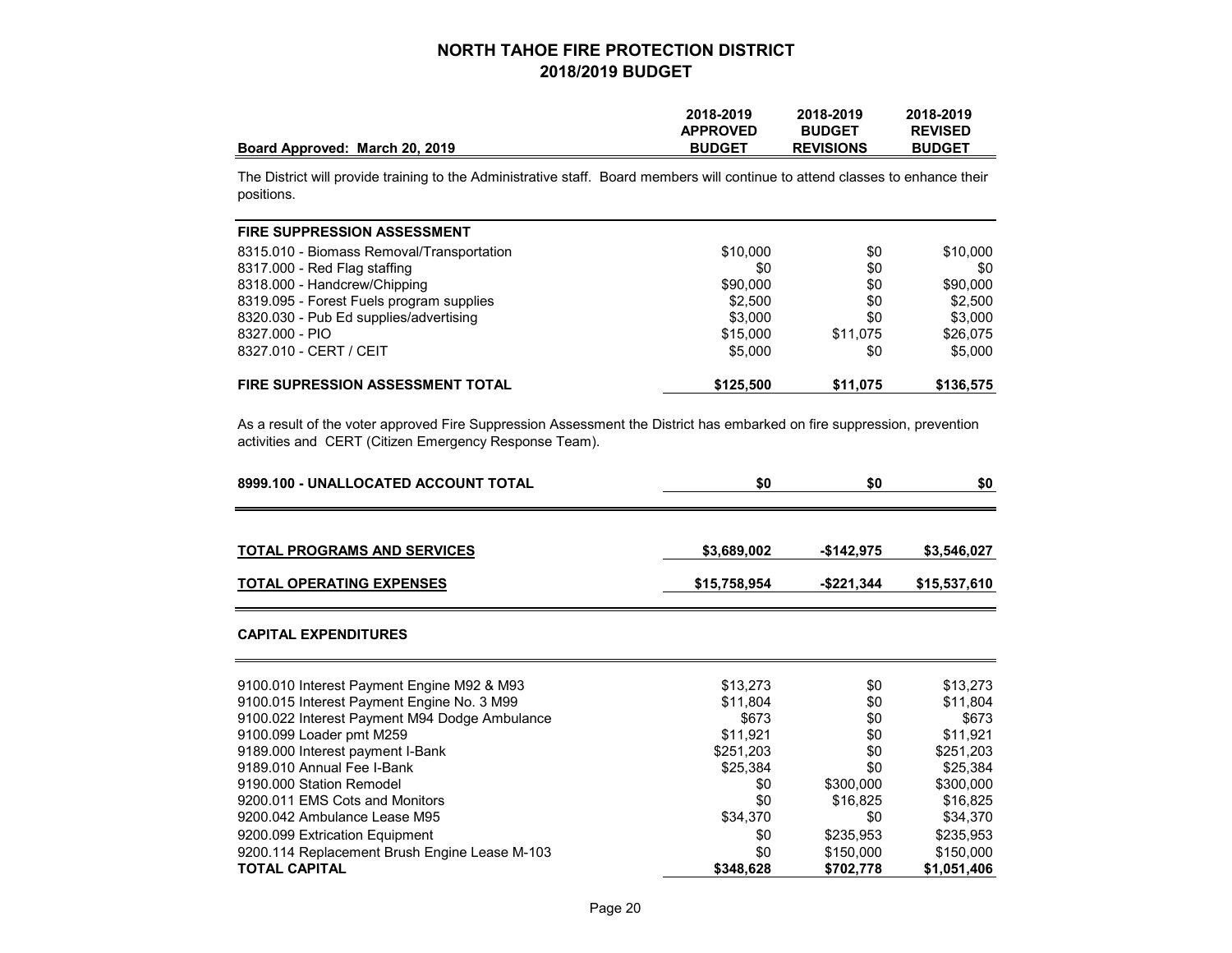# NORTH TAHOE FIRE PROTECTION DISTRICT
## 2018/2019 BUDGET

| Board Approved: March 20, 2019 | 2018-2019 APPROVED BUDGET | 2018-2019 BUDGET REVISIONS | 2018-2019 REVISED BUDGET |
|---|---|---|---|

The District will provide training to the Administrative staff. Board members will continue to attend classes to enhance their positions.

| FIRE SUPPRESSION ASSESSMENT | | | |
|---|---|---|---|
| 8315.010 - Biomass Removal/Transportation | $10,000 | $0 | $10,000 |
| 8317.000 - Red Flag staffing | $0 | $0 | $0 |
| 8318.000 - Handcrew/Chipping | $90,000 | $0 | $90,000 |
| 8319.095 - Forest Fuels program supplies | $2,500 | $0 | $2,500 |
| 8320.030 - Pub Ed supplies/advertising | $3,000 | $0 | $3,000 |
| 8327.000 - PIO | $15,000 | $11,075 | $26,075 |
| 8327.010 - CERT / CEIT | $5,000 | $0 | $5,000 |
| **FIRE SUPRESSION ASSESSMENT TOTAL** | **$125,500** | **$11,075** | **$136,575** |

As a result of the voter approved Fire Suppression Assessment the District has embarked on fire suppression, prevention activities and CERT (Citizen Emergency Response Team).

| | | | |
|---|---|---|---|
| **8999.100 - UNALLOCATED ACCOUNT TOTAL** | **$0** | **$0** | **$0** |
| **TOTAL PROGRAMS AND SERVICES** | **$3,689,002** | **-$142,975** | **$3,546,027** |
| **TOTAL OPERATING EXPENSES** | **$15,758,954** | **-$221,344** | **$15,537,610** |

| CAPITAL EXPENDITURES | | | |
|---|---|---|---|
| 9100.010 Interest Payment Engine M92 & M93 | $13,273 | $0 | $13,273 |
| 9100.015 Interest Payment Engine No. 3 M99 | $11,804 | $0 | $11,804 |
| 9100.022 Interest Payment M94 Dodge Ambulance | $673 | $0 | $673 |
| 9100.099 Loader pmt M259 | $11,921 | $0 | $11,921 |
| 9189.000 Interest payment I-Bank | $251,203 | $0 | $251,203 |
| 9189.010 Annual Fee I-Bank | $25,384 | $0 | $25,384 |
| 9190.000 Station Remodel | $0 | $300,000 | $300,000 |
| 9200.011 EMS Cots and Monitors | $0 | $16,825 | $16,825 |
| 9200.042 Ambulance Lease M95 | $34,370 | $0 | $34,370 |
| 9200.099 Extrication Equipment | $0 | $235,953 | $235,953 |
| 9200.114 Replacement Brush Engine Lease M-103 | $0 | $150,000 | $150,000 |
| **TOTAL CAPITAL** | **$348,628** | **$702,778** | **$1,051,406** |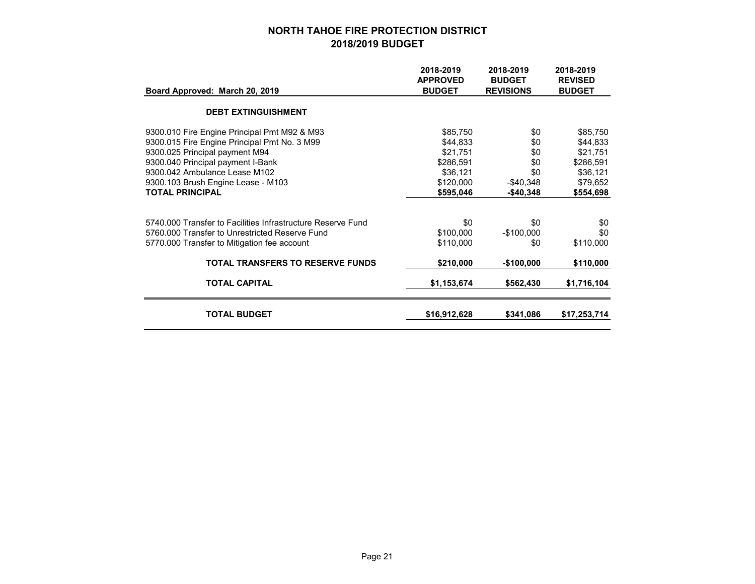# NORTH TAHOE FIRE PROTECTION DISTRICT
## 2018/2019 BUDGET

| Board Approved: March 20, 2019 | 2018-2019 APPROVED BUDGET | 2018-2019 BUDGET REVISIONS | 2018-2019 REVISED BUDGET |
|---|---|---|---|
| **DEBT EXTINGUISHMENT** | | | |
| 9300.010 Fire Engine Principal Pmt M92 & M93 | $85,750 | $0 | $85,750 |
| 9300.015 Fire Engine Principal Pmt No. 3 M99 | $44,833 | $0 | $44,833 |
| 9300.025 Principal payment M94 | $21,751 | $0 | $21,751 |
| 9300.040 Principal payment I-Bank | $286,591 | $0 | $286,591 |
| 9300.042 Ambulance Lease M102 | $36,121 | $0 | $36,121 |
| 9300.103 Brush Engine Lease - M103 | $120,000 | -$40,348 | $79,652 |
| **TOTAL PRINCIPAL** | **$595,046** | **-$40,348** | **$554,698** |
| 5740.000 Transfer to Facilities Infrastructure Reserve Fund | $0 | $0 | $0 |
| 5760.000 Transfer to Unrestricted Reserve Fund | $100,000 | -$100,000 | $0 |
| 5770.000 Transfer to Mitigation fee account | $110,000 | $0 | $110,000 |
| **TOTAL TRANSFERS TO RESERVE FUNDS** | **$210,000** | **-$100,000** | **$110,000** |
| **TOTAL CAPITAL** | **$1,153,674** | **$562,430** | **$1,716,104** |
| **TOTAL BUDGET** | **$16,912,628** | **$341,086** | **$17,253,714** |